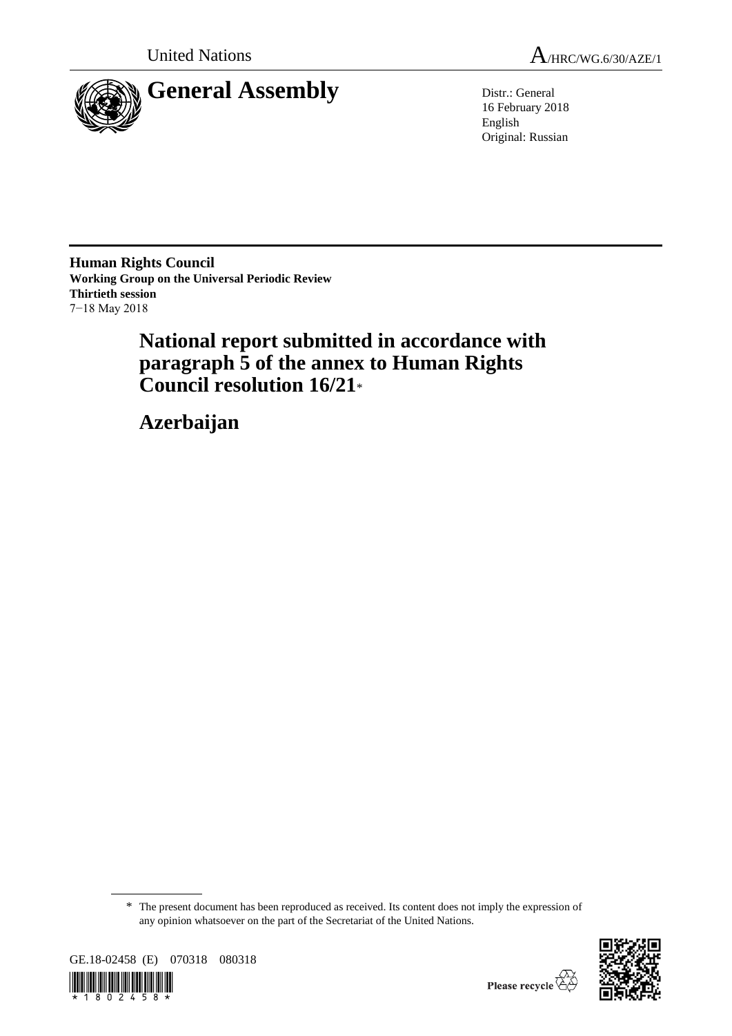United Nations

A/HRC/WG.6/30/AZE/1

# General Assembly

Distr.: General
16 February 2018
English
Original: Russian

**Human Rights Council**
**Working Group on the Universal Periodic Review**
**Thirtieth session**
7−18 May 2018

## National report submitted in accordance with paragraph 5 of the annex to Human Rights Council resolution 16/21*

## Azerbaijan

\* The present document has been reproduced as received. Its content does not imply the expression of any opinion whatsoever on the part of the Secretariat of the United Nations.

GE.18-02458 (E) 070318 080318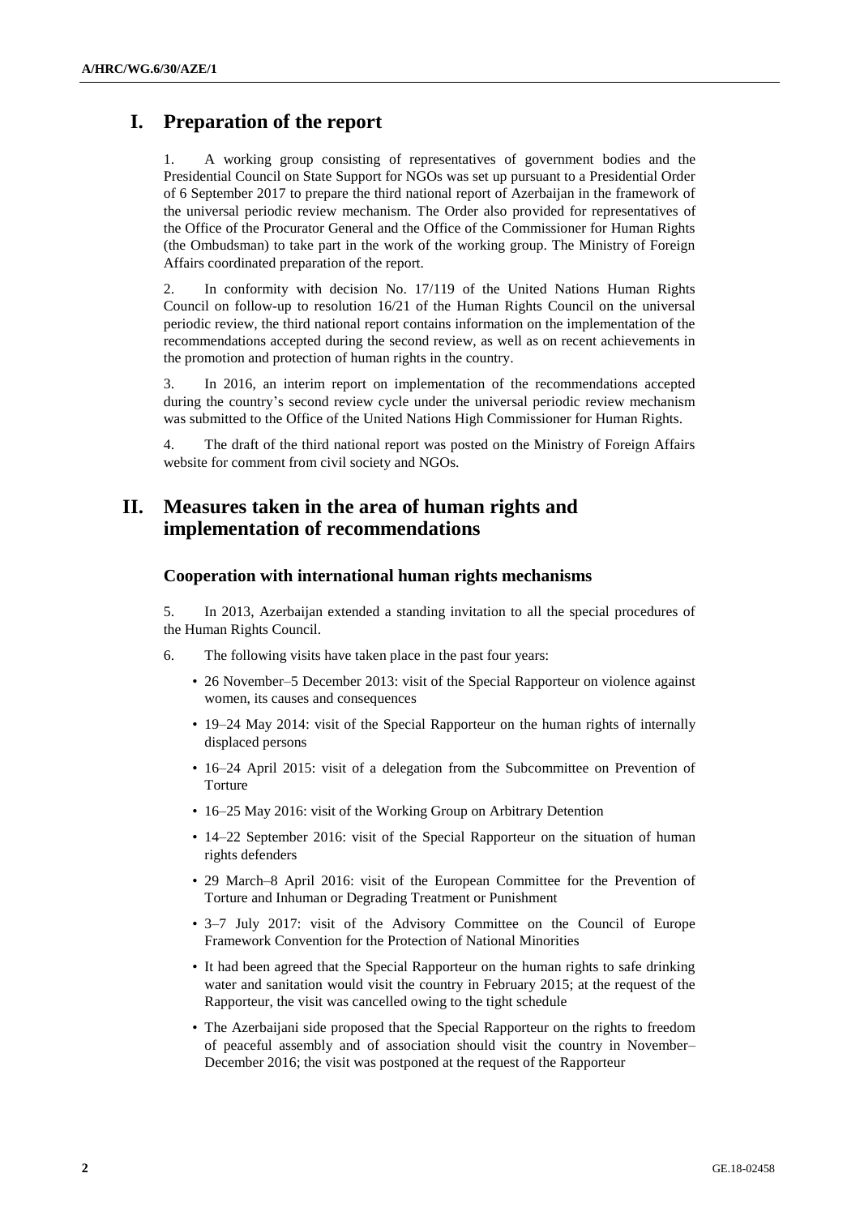# I. Preparation of the report

1. A working group consisting of representatives of government bodies and the Presidential Council on State Support for NGOs was set up pursuant to a Presidential Order of 6 September 2017 to prepare the third national report of Azerbaijan in the framework of the universal periodic review mechanism. The Order also provided for representatives of the Office of the Procurator General and the Office of the Commissioner for Human Rights (the Ombudsman) to take part in the work of the working group. The Ministry of Foreign Affairs coordinated preparation of the report.

2. In conformity with decision No. 17/119 of the United Nations Human Rights Council on follow-up to resolution 16/21 of the Human Rights Council on the universal periodic review, the third national report contains information on the implementation of the recommendations accepted during the second review, as well as on recent achievements in the promotion and protection of human rights in the country.

3. In 2016, an interim report on implementation of the recommendations accepted during the country's second review cycle under the universal periodic review mechanism was submitted to the Office of the United Nations High Commissioner for Human Rights.

4. The draft of the third national report was posted on the Ministry of Foreign Affairs website for comment from civil society and NGOs.

# II. Measures taken in the area of human rights and implementation of recommendations

## Cooperation with international human rights mechanisms

5. In 2013, Azerbaijan extended a standing invitation to all the special procedures of the Human Rights Council.

6. The following visits have taken place in the past four years:

- 26 November–5 December 2013: visit of the Special Rapporteur on violence against women, its causes and consequences
- 19–24 May 2014: visit of the Special Rapporteur on the human rights of internally displaced persons
- 16–24 April 2015: visit of a delegation from the Subcommittee on Prevention of Torture
- 16–25 May 2016: visit of the Working Group on Arbitrary Detention
- 14–22 September 2016: visit of the Special Rapporteur on the situation of human rights defenders
- 29 March–8 April 2016: visit of the European Committee for the Prevention of Torture and Inhuman or Degrading Treatment or Punishment
- 3–7 July 2017: visit of the Advisory Committee on the Council of Europe Framework Convention for the Protection of National Minorities
- It had been agreed that the Special Rapporteur on the human rights to safe drinking water and sanitation would visit the country in February 2015; at the request of the Rapporteur, the visit was cancelled owing to the tight schedule
- The Azerbaijani side proposed that the Special Rapporteur on the rights to freedom of peaceful assembly and of association should visit the country in November–December 2016; the visit was postponed at the request of the Rapporteur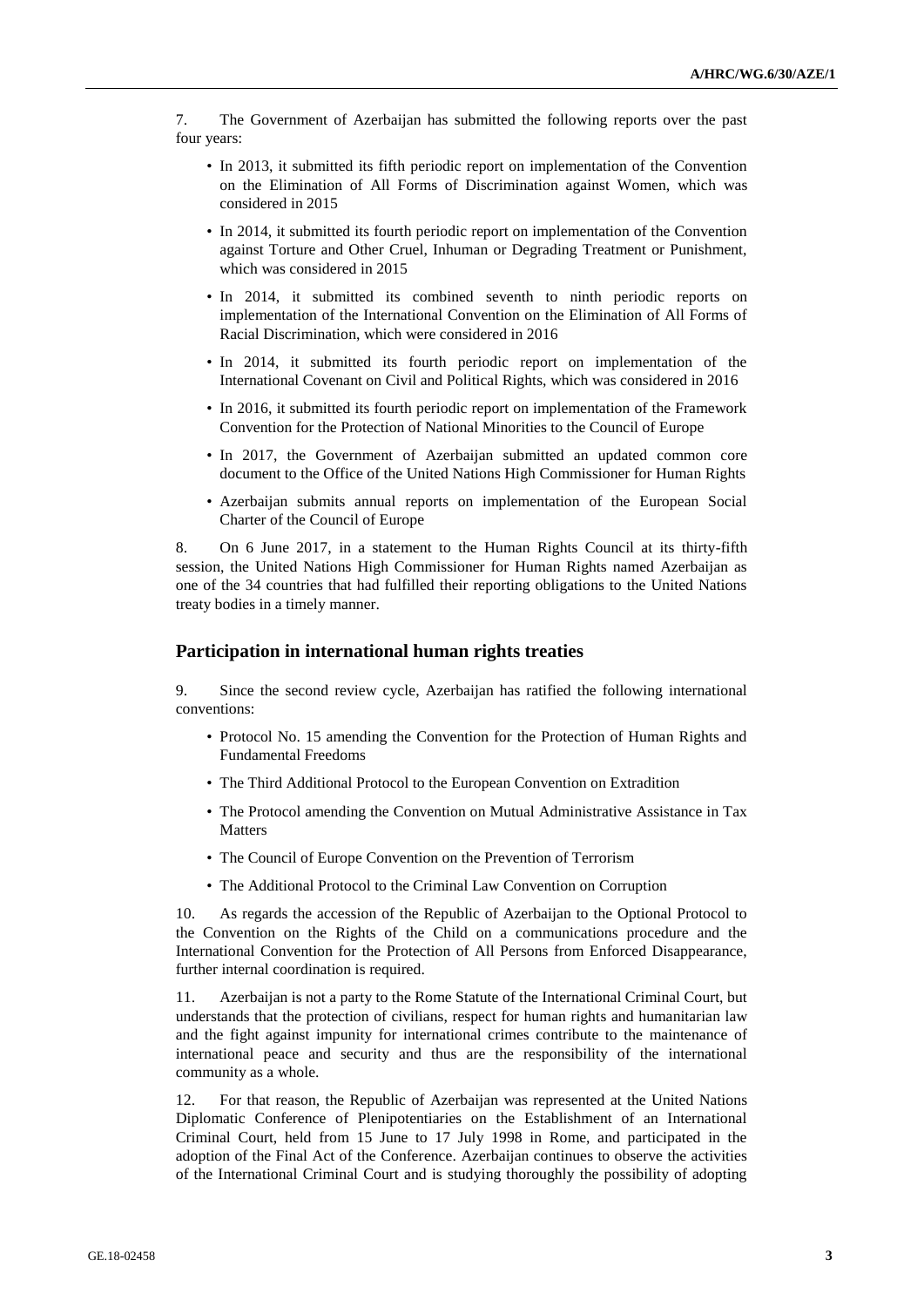7. The Government of Azerbaijan has submitted the following reports over the past four years:

- In 2013, it submitted its fifth periodic report on implementation of the Convention on the Elimination of All Forms of Discrimination against Women, which was considered in 2015
- In 2014, it submitted its fourth periodic report on implementation of the Convention against Torture and Other Cruel, Inhuman or Degrading Treatment or Punishment, which was considered in 2015
- In 2014, it submitted its combined seventh to ninth periodic reports on implementation of the International Convention on the Elimination of All Forms of Racial Discrimination, which were considered in 2016
- In 2014, it submitted its fourth periodic report on implementation of the International Covenant on Civil and Political Rights, which was considered in 2016
- In 2016, it submitted its fourth periodic report on implementation of the Framework Convention for the Protection of National Minorities to the Council of Europe
- In 2017, the Government of Azerbaijan submitted an updated common core document to the Office of the United Nations High Commissioner for Human Rights
- Azerbaijan submits annual reports on implementation of the European Social Charter of the Council of Europe

8. On 6 June 2017, in a statement to the Human Rights Council at its thirty-fifth session, the United Nations High Commissioner for Human Rights named Azerbaijan as one of the 34 countries that had fulfilled their reporting obligations to the United Nations treaty bodies in a timely manner.

## Participation in international human rights treaties

9. Since the second review cycle, Azerbaijan has ratified the following international conventions:

- Protocol No. 15 amending the Convention for the Protection of Human Rights and Fundamental Freedoms
- The Third Additional Protocol to the European Convention on Extradition
- The Protocol amending the Convention on Mutual Administrative Assistance in Tax Matters
- The Council of Europe Convention on the Prevention of Terrorism
- The Additional Protocol to the Criminal Law Convention on Corruption

10. As regards the accession of the Republic of Azerbaijan to the Optional Protocol to the Convention on the Rights of the Child on a communications procedure and the International Convention for the Protection of All Persons from Enforced Disappearance, further internal coordination is required.

11. Azerbaijan is not a party to the Rome Statute of the International Criminal Court, but understands that the protection of civilians, respect for human rights and humanitarian law and the fight against impunity for international crimes contribute to the maintenance of international peace and security and thus are the responsibility of the international community as a whole.

12. For that reason, the Republic of Azerbaijan was represented at the United Nations Diplomatic Conference of Plenipotentiaries on the Establishment of an International Criminal Court, held from 15 June to 17 July 1998 in Rome, and participated in the adoption of the Final Act of the Conference. Azerbaijan continues to observe the activities of the International Criminal Court and is studying thoroughly the possibility of adopting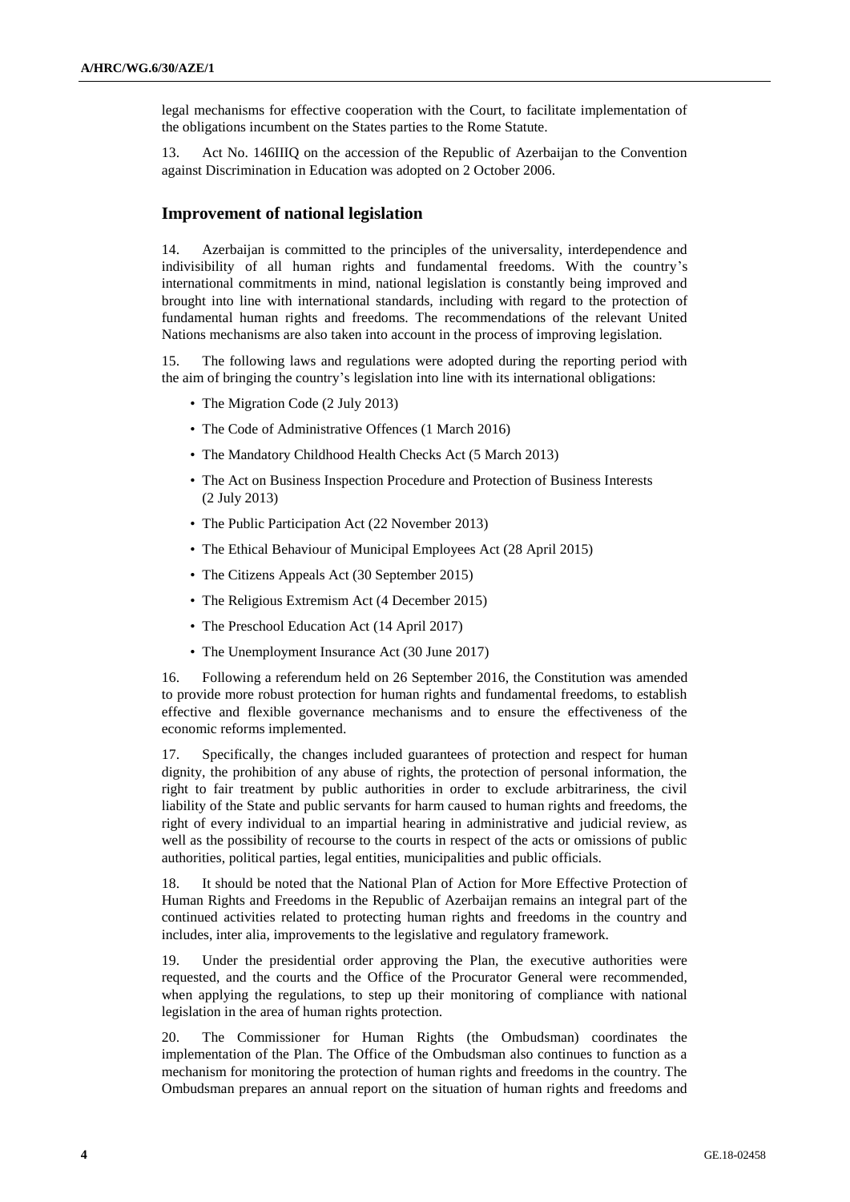legal mechanisms for effective cooperation with the Court, to facilitate implementation of the obligations incumbent on the States parties to the Rome Statute.

13. Act No. 146IIIQ on the accession of the Republic of Azerbaijan to the Convention against Discrimination in Education was adopted on 2 October 2006.

## Improvement of national legislation

14. Azerbaijan is committed to the principles of the universality, interdependence and indivisibility of all human rights and fundamental freedoms. With the country's international commitments in mind, national legislation is constantly being improved and brought into line with international standards, including with regard to the protection of fundamental human rights and freedoms. The recommendations of the relevant United Nations mechanisms are also taken into account in the process of improving legislation.

15. The following laws and regulations were adopted during the reporting period with the aim of bringing the country's legislation into line with its international obligations:

- The Migration Code (2 July 2013)
- The Code of Administrative Offences (1 March 2016)
- The Mandatory Childhood Health Checks Act (5 March 2013)
- The Act on Business Inspection Procedure and Protection of Business Interests (2 July 2013)
- The Public Participation Act (22 November 2013)
- The Ethical Behaviour of Municipal Employees Act (28 April 2015)
- The Citizens Appeals Act (30 September 2015)
- The Religious Extremism Act (4 December 2015)
- The Preschool Education Act (14 April 2017)
- The Unemployment Insurance Act (30 June 2017)

16. Following a referendum held on 26 September 2016, the Constitution was amended to provide more robust protection for human rights and fundamental freedoms, to establish effective and flexible governance mechanisms and to ensure the effectiveness of the economic reforms implemented.

17. Specifically, the changes included guarantees of protection and respect for human dignity, the prohibition of any abuse of rights, the protection of personal information, the right to fair treatment by public authorities in order to exclude arbitrariness, the civil liability of the State and public servants for harm caused to human rights and freedoms, the right of every individual to an impartial hearing in administrative and judicial review, as well as the possibility of recourse to the courts in respect of the acts or omissions of public authorities, political parties, legal entities, municipalities and public officials.

18. It should be noted that the National Plan of Action for More Effective Protection of Human Rights and Freedoms in the Republic of Azerbaijan remains an integral part of the continued activities related to protecting human rights and freedoms in the country and includes, inter alia, improvements to the legislative and regulatory framework.

19. Under the presidential order approving the Plan, the executive authorities were requested, and the courts and the Office of the Procurator General were recommended, when applying the regulations, to step up their monitoring of compliance with national legislation in the area of human rights protection.

20. The Commissioner for Human Rights (the Ombudsman) coordinates the implementation of the Plan. The Office of the Ombudsman also continues to function as a mechanism for monitoring the protection of human rights and freedoms in the country. The Ombudsman prepares an annual report on the situation of human rights and freedoms and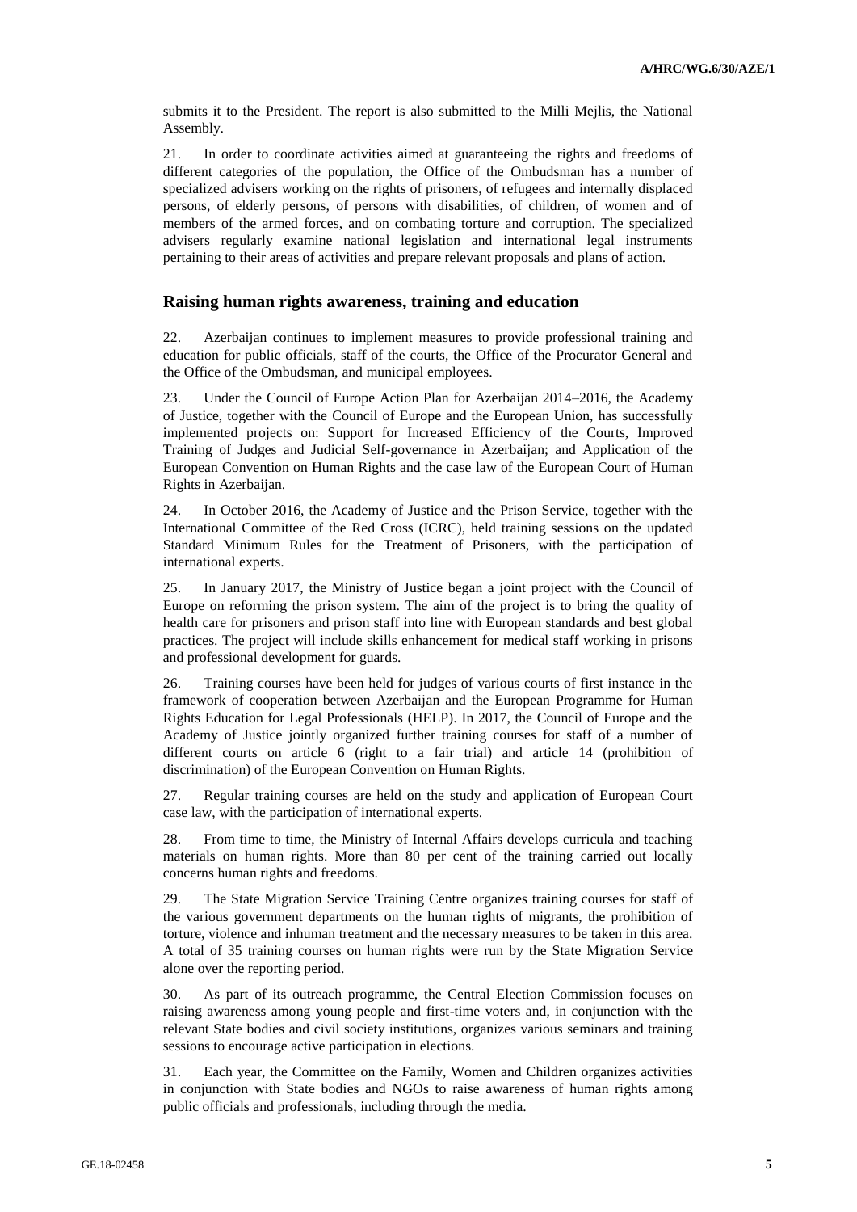submits it to the President. The report is also submitted to the Milli Mejlis, the National Assembly.

21. In order to coordinate activities aimed at guaranteeing the rights and freedoms of different categories of the population, the Office of the Ombudsman has a number of specialized advisers working on the rights of prisoners, of refugees and internally displaced persons, of elderly persons, of persons with disabilities, of children, of women and of members of the armed forces, and on combating torture and corruption. The specialized advisers regularly examine national legislation and international legal instruments pertaining to their areas of activities and prepare relevant proposals and plans of action.

## Raising human rights awareness, training and education

22. Azerbaijan continues to implement measures to provide professional training and education for public officials, staff of the courts, the Office of the Procurator General and the Office of the Ombudsman, and municipal employees.

23. Under the Council of Europe Action Plan for Azerbaijan 2014–2016, the Academy of Justice, together with the Council of Europe and the European Union, has successfully implemented projects on: Support for Increased Efficiency of the Courts, Improved Training of Judges and Judicial Self-governance in Azerbaijan; and Application of the European Convention on Human Rights and the case law of the European Court of Human Rights in Azerbaijan.

24. In October 2016, the Academy of Justice and the Prison Service, together with the International Committee of the Red Cross (ICRC), held training sessions on the updated Standard Minimum Rules for the Treatment of Prisoners, with the participation of international experts.

25. In January 2017, the Ministry of Justice began a joint project with the Council of Europe on reforming the prison system. The aim of the project is to bring the quality of health care for prisoners and prison staff into line with European standards and best global practices. The project will include skills enhancement for medical staff working in prisons and professional development for guards.

26. Training courses have been held for judges of various courts of first instance in the framework of cooperation between Azerbaijan and the European Programme for Human Rights Education for Legal Professionals (HELP). In 2017, the Council of Europe and the Academy of Justice jointly organized further training courses for staff of a number of different courts on article 6 (right to a fair trial) and article 14 (prohibition of discrimination) of the European Convention on Human Rights.

27. Regular training courses are held on the study and application of European Court case law, with the participation of international experts.

28. From time to time, the Ministry of Internal Affairs develops curricula and teaching materials on human rights. More than 80 per cent of the training carried out locally concerns human rights and freedoms.

29. The State Migration Service Training Centre organizes training courses for staff of the various government departments on the human rights of migrants, the prohibition of torture, violence and inhuman treatment and the necessary measures to be taken in this area. A total of 35 training courses on human rights were run by the State Migration Service alone over the reporting period.

30. As part of its outreach programme, the Central Election Commission focuses on raising awareness among young people and first-time voters and, in conjunction with the relevant State bodies and civil society institutions, organizes various seminars and training sessions to encourage active participation in elections.

31. Each year, the Committee on the Family, Women and Children organizes activities in conjunction with State bodies and NGOs to raise awareness of human rights among public officials and professionals, including through the media.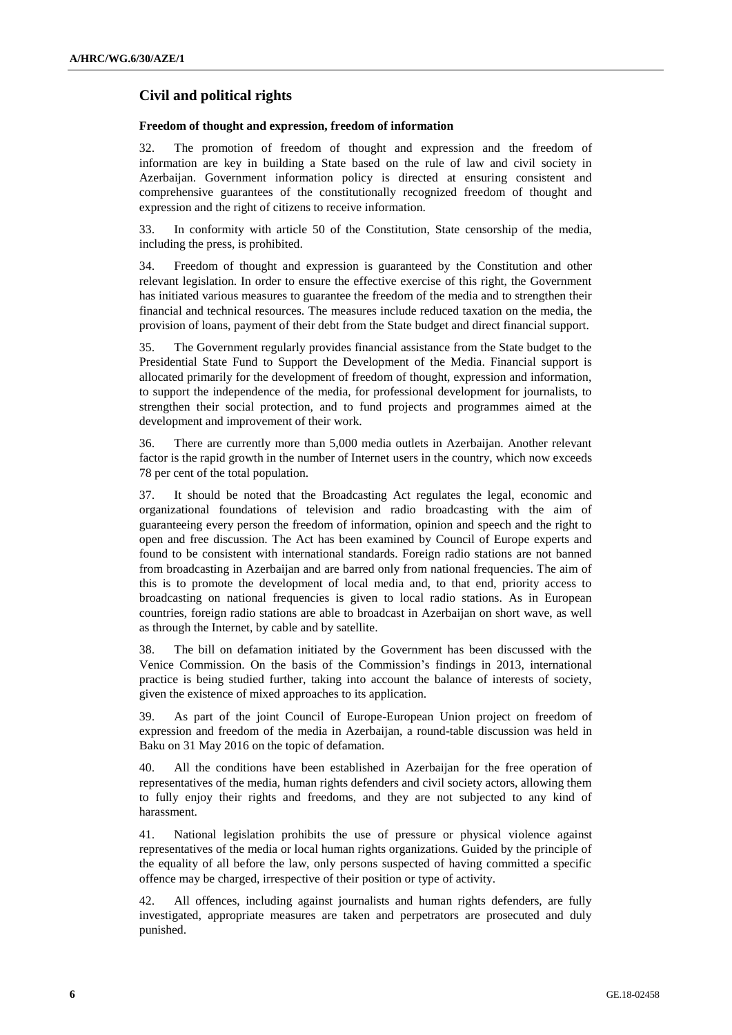## Civil and political rights

**Freedom of thought and expression, freedom of information**

32. The promotion of freedom of thought and expression and the freedom of information are key in building a State based on the rule of law and civil society in Azerbaijan. Government information policy is directed at ensuring consistent and comprehensive guarantees of the constitutionally recognized freedom of thought and expression and the right of citizens to receive information.

33. In conformity with article 50 of the Constitution, State censorship of the media, including the press, is prohibited.

34. Freedom of thought and expression is guaranteed by the Constitution and other relevant legislation. In order to ensure the effective exercise of this right, the Government has initiated various measures to guarantee the freedom of the media and to strengthen their financial and technical resources. The measures include reduced taxation on the media, the provision of loans, payment of their debt from the State budget and direct financial support.

35. The Government regularly provides financial assistance from the State budget to the Presidential State Fund to Support the Development of the Media. Financial support is allocated primarily for the development of freedom of thought, expression and information, to support the independence of the media, for professional development for journalists, to strengthen their social protection, and to fund projects and programmes aimed at the development and improvement of their work.

36. There are currently more than 5,000 media outlets in Azerbaijan. Another relevant factor is the rapid growth in the number of Internet users in the country, which now exceeds 78 per cent of the total population.

37. It should be noted that the Broadcasting Act regulates the legal, economic and organizational foundations of television and radio broadcasting with the aim of guaranteeing every person the freedom of information, opinion and speech and the right to open and free discussion. The Act has been examined by Council of Europe experts and found to be consistent with international standards. Foreign radio stations are not banned from broadcasting in Azerbaijan and are barred only from national frequencies. The aim of this is to promote the development of local media and, to that end, priority access to broadcasting on national frequencies is given to local radio stations. As in European countries, foreign radio stations are able to broadcast in Azerbaijan on short wave, as well as through the Internet, by cable and by satellite.

38. The bill on defamation initiated by the Government has been discussed with the Venice Commission. On the basis of the Commission's findings in 2013, international practice is being studied further, taking into account the balance of interests of society, given the existence of mixed approaches to its application.

39. As part of the joint Council of Europe-European Union project on freedom of expression and freedom of the media in Azerbaijan, a round-table discussion was held in Baku on 31 May 2016 on the topic of defamation.

40. All the conditions have been established in Azerbaijan for the free operation of representatives of the media, human rights defenders and civil society actors, allowing them to fully enjoy their rights and freedoms, and they are not subjected to any kind of harassment.

41. National legislation prohibits the use of pressure or physical violence against representatives of the media or local human rights organizations. Guided by the principle of the equality of all before the law, only persons suspected of having committed a specific offence may be charged, irrespective of their position or type of activity.

42. All offences, including against journalists and human rights defenders, are fully investigated, appropriate measures are taken and perpetrators are prosecuted and duly punished.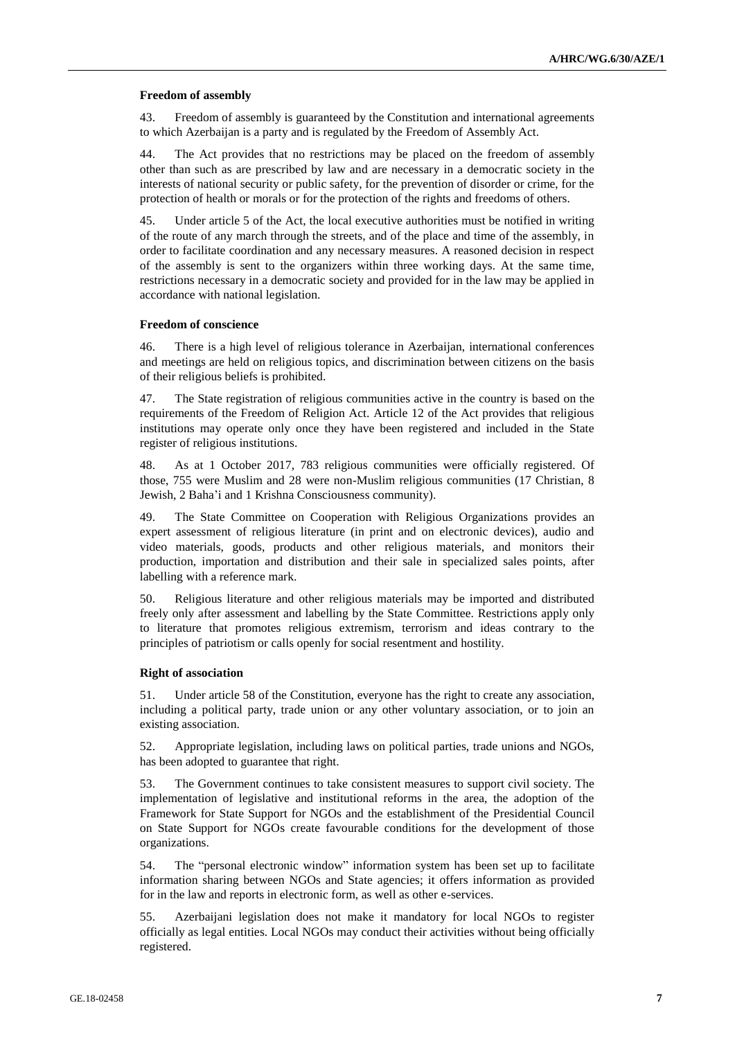### Freedom of assembly

43. Freedom of assembly is guaranteed by the Constitution and international agreements to which Azerbaijan is a party and is regulated by the Freedom of Assembly Act.

44. The Act provides that no restrictions may be placed on the freedom of assembly other than such as are prescribed by law and are necessary in a democratic society in the interests of national security or public safety, for the prevention of disorder or crime, for the protection of health or morals or for the protection of the rights and freedoms of others.

45. Under article 5 of the Act, the local executive authorities must be notified in writing of the route of any march through the streets, and of the place and time of the assembly, in order to facilitate coordination and any necessary measures. A reasoned decision in respect of the assembly is sent to the organizers within three working days. At the same time, restrictions necessary in a democratic society and provided for in the law may be applied in accordance with national legislation.

### Freedom of conscience

46. There is a high level of religious tolerance in Azerbaijan, international conferences and meetings are held on religious topics, and discrimination between citizens on the basis of their religious beliefs is prohibited.

47. The State registration of religious communities active in the country is based on the requirements of the Freedom of Religion Act. Article 12 of the Act provides that religious institutions may operate only once they have been registered and included in the State register of religious institutions.

48. As at 1 October 2017, 783 religious communities were officially registered. Of those, 755 were Muslim and 28 were non-Muslim religious communities (17 Christian, 8 Jewish, 2 Baha'i and 1 Krishna Consciousness community).

49. The State Committee on Cooperation with Religious Organizations provides an expert assessment of religious literature (in print and on electronic devices), audio and video materials, goods, products and other religious materials, and monitors their production, importation and distribution and their sale in specialized sales points, after labelling with a reference mark.

50. Religious literature and other religious materials may be imported and distributed freely only after assessment and labelling by the State Committee. Restrictions apply only to literature that promotes religious extremism, terrorism and ideas contrary to the principles of patriotism or calls openly for social resentment and hostility.

### Right of association

51. Under article 58 of the Constitution, everyone has the right to create any association, including a political party, trade union or any other voluntary association, or to join an existing association.

52. Appropriate legislation, including laws on political parties, trade unions and NGOs, has been adopted to guarantee that right.

53. The Government continues to take consistent measures to support civil society. The implementation of legislative and institutional reforms in the area, the adoption of the Framework for State Support for NGOs and the establishment of the Presidential Council on State Support for NGOs create favourable conditions for the development of those organizations.

54. The "personal electronic window" information system has been set up to facilitate information sharing between NGOs and State agencies; it offers information as provided for in the law and reports in electronic form, as well as other e-services.

55. Azerbaijani legislation does not make it mandatory for local NGOs to register officially as legal entities. Local NGOs may conduct their activities without being officially registered.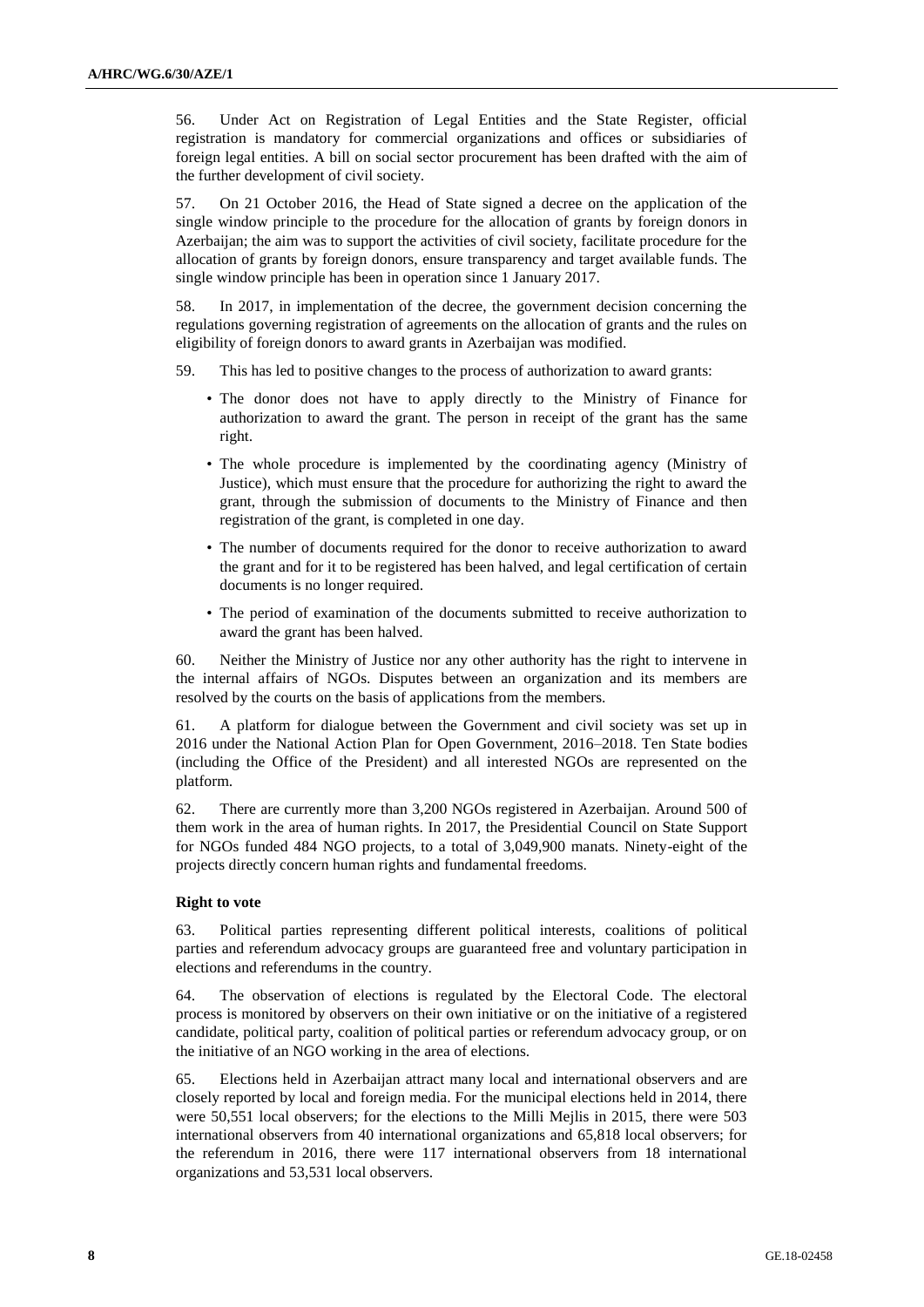56. Under Act on Registration of Legal Entities and the State Register, official registration is mandatory for commercial organizations and offices or subsidiaries of foreign legal entities. A bill on social sector procurement has been drafted with the aim of the further development of civil society.

57. On 21 October 2016, the Head of State signed a decree on the application of the single window principle to the procedure for the allocation of grants by foreign donors in Azerbaijan; the aim was to support the activities of civil society, facilitate procedure for the allocation of grants by foreign donors, ensure transparency and target available funds. The single window principle has been in operation since 1 January 2017.

58. In 2017, in implementation of the decree, the government decision concerning the regulations governing registration of agreements on the allocation of grants and the rules on eligibility of foreign donors to award grants in Azerbaijan was modified.

59. This has led to positive changes to the process of authorization to award grants:

- The donor does not have to apply directly to the Ministry of Finance for authorization to award the grant. The person in receipt of the grant has the same right.
- The whole procedure is implemented by the coordinating agency (Ministry of Justice), which must ensure that the procedure for authorizing the right to award the grant, through the submission of documents to the Ministry of Finance and then registration of the grant, is completed in one day.
- The number of documents required for the donor to receive authorization to award the grant and for it to be registered has been halved, and legal certification of certain documents is no longer required.
- The period of examination of the documents submitted to receive authorization to award the grant has been halved.

60. Neither the Ministry of Justice nor any other authority has the right to intervene in the internal affairs of NGOs. Disputes between an organization and its members are resolved by the courts on the basis of applications from the members.

61. A platform for dialogue between the Government and civil society was set up in 2016 under the National Action Plan for Open Government, 2016–2018. Ten State bodies (including the Office of the President) and all interested NGOs are represented on the platform.

62. There are currently more than 3,200 NGOs registered in Azerbaijan. Around 500 of them work in the area of human rights. In 2017, the Presidential Council on State Support for NGOs funded 484 NGO projects, to a total of 3,049,900 manats. Ninety-eight of the projects directly concern human rights and fundamental freedoms.

**Right to vote**

63. Political parties representing different political interests, coalitions of political parties and referendum advocacy groups are guaranteed free and voluntary participation in elections and referendums in the country.

64. The observation of elections is regulated by the Electoral Code. The electoral process is monitored by observers on their own initiative or on the initiative of a registered candidate, political party, coalition of political parties or referendum advocacy group, or on the initiative of an NGO working in the area of elections.

65. Elections held in Azerbaijan attract many local and international observers and are closely reported by local and foreign media. For the municipal elections held in 2014, there were 50,551 local observers; for the elections to the Milli Mejlis in 2015, there were 503 international observers from 40 international organizations and 65,818 local observers; for the referendum in 2016, there were 117 international observers from 18 international organizations and 53,531 local observers.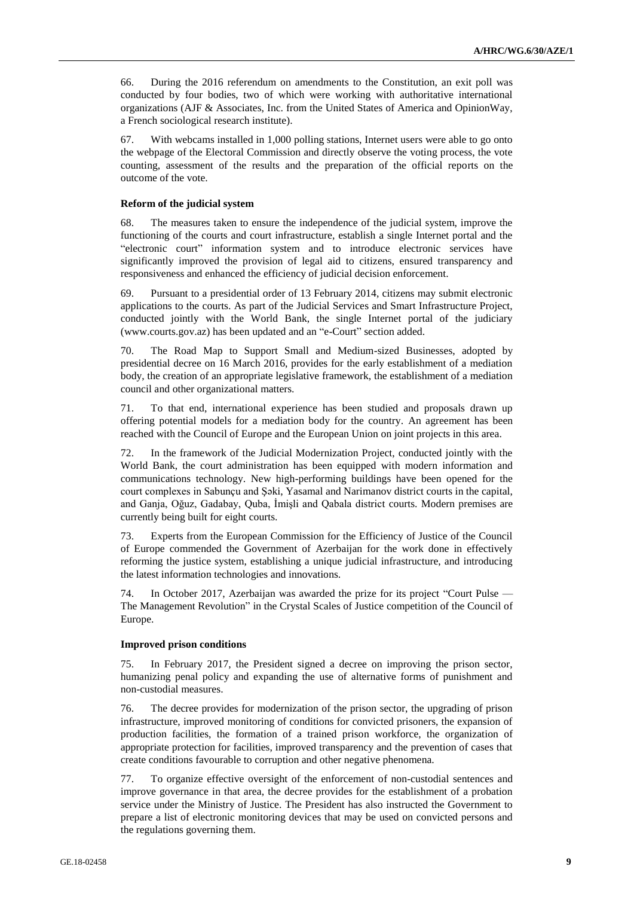66. During the 2016 referendum on amendments to the Constitution, an exit poll was conducted by four bodies, two of which were working with authoritative international organizations (AJF & Associates, Inc. from the United States of America and OpinionWay, a French sociological research institute).

67. With webcams installed in 1,000 polling stations, Internet users were able to go onto the webpage of the Electoral Commission and directly observe the voting process, the vote counting, assessment of the results and the preparation of the official reports on the outcome of the vote.

### Reform of the judicial system

68. The measures taken to ensure the independence of the judicial system, improve the functioning of the courts and court infrastructure, establish a single Internet portal and the "electronic court" information system and to introduce electronic services have significantly improved the provision of legal aid to citizens, ensured transparency and responsiveness and enhanced the efficiency of judicial decision enforcement.

69. Pursuant to a presidential order of 13 February 2014, citizens may submit electronic applications to the courts. As part of the Judicial Services and Smart Infrastructure Project, conducted jointly with the World Bank, the single Internet portal of the judiciary (www.courts.gov.az) has been updated and an "e-Court" section added.

70. The Road Map to Support Small and Medium-sized Businesses, adopted by presidential decree on 16 March 2016, provides for the early establishment of a mediation body, the creation of an appropriate legislative framework, the establishment of a mediation council and other organizational matters.

71. To that end, international experience has been studied and proposals drawn up offering potential models for a mediation body for the country. An agreement has been reached with the Council of Europe and the European Union on joint projects in this area.

72. In the framework of the Judicial Modernization Project, conducted jointly with the World Bank, the court administration has been equipped with modern information and communications technology. New high-performing buildings have been opened for the court complexes in Sabunçu and Şəki, Yasamal and Narimanov district courts in the capital, and Ganja, Oğuz, Gadabay, Quba, İmişli and Qabala district courts. Modern premises are currently being built for eight courts.

73. Experts from the European Commission for the Efficiency of Justice of the Council of Europe commended the Government of Azerbaijan for the work done in effectively reforming the justice system, establishing a unique judicial infrastructure, and introducing the latest information technologies and innovations.

74. In October 2017, Azerbaijan was awarded the prize for its project "Court Pulse — The Management Revolution" in the Crystal Scales of Justice competition of the Council of Europe.

### Improved prison conditions

75. In February 2017, the President signed a decree on improving the prison sector, humanizing penal policy and expanding the use of alternative forms of punishment and non-custodial measures.

76. The decree provides for modernization of the prison sector, the upgrading of prison infrastructure, improved monitoring of conditions for convicted prisoners, the expansion of production facilities, the formation of a trained prison workforce, the organization of appropriate protection for facilities, improved transparency and the prevention of cases that create conditions favourable to corruption and other negative phenomena.

77. To organize effective oversight of the enforcement of non-custodial sentences and improve governance in that area, the decree provides for the establishment of a probation service under the Ministry of Justice. The President has also instructed the Government to prepare a list of electronic monitoring devices that may be used on convicted persons and the regulations governing them.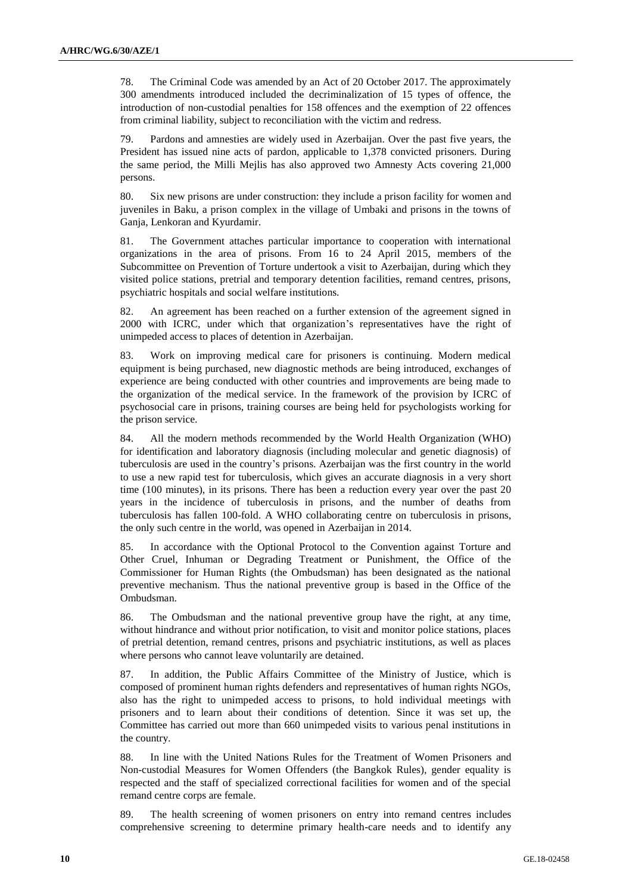78. The Criminal Code was amended by an Act of 20 October 2017. The approximately 300 amendments introduced included the decriminalization of 15 types of offence, the introduction of non-custodial penalties for 158 offences and the exemption of 22 offences from criminal liability, subject to reconciliation with the victim and redress.

79. Pardons and amnesties are widely used in Azerbaijan. Over the past five years, the President has issued nine acts of pardon, applicable to 1,378 convicted prisoners. During the same period, the Milli Mejlis has also approved two Amnesty Acts covering 21,000 persons.

80. Six new prisons are under construction: they include a prison facility for women and juveniles in Baku, a prison complex in the village of Umbaki and prisons in the towns of Ganja, Lenkoran and Kyurdamir.

81. The Government attaches particular importance to cooperation with international organizations in the area of prisons. From 16 to 24 April 2015, members of the Subcommittee on Prevention of Torture undertook a visit to Azerbaijan, during which they visited police stations, pretrial and temporary detention facilities, remand centres, prisons, psychiatric hospitals and social welfare institutions.

82. An agreement has been reached on a further extension of the agreement signed in 2000 with ICRC, under which that organization's representatives have the right of unimpeded access to places of detention in Azerbaijan.

83. Work on improving medical care for prisoners is continuing. Modern medical equipment is being purchased, new diagnostic methods are being introduced, exchanges of experience are being conducted with other countries and improvements are being made to the organization of the medical service. In the framework of the provision by ICRC of psychosocial care in prisons, training courses are being held for psychologists working for the prison service.

84. All the modern methods recommended by the World Health Organization (WHO) for identification and laboratory diagnosis (including molecular and genetic diagnosis) of tuberculosis are used in the country's prisons. Azerbaijan was the first country in the world to use a new rapid test for tuberculosis, which gives an accurate diagnosis in a very short time (100 minutes), in its prisons. There has been a reduction every year over the past 20 years in the incidence of tuberculosis in prisons, and the number of deaths from tuberculosis has fallen 100-fold. A WHO collaborating centre on tuberculosis in prisons, the only such centre in the world, was opened in Azerbaijan in 2014.

85. In accordance with the Optional Protocol to the Convention against Torture and Other Cruel, Inhuman or Degrading Treatment or Punishment, the Office of the Commissioner for Human Rights (the Ombudsman) has been designated as the national preventive mechanism. Thus the national preventive group is based in the Office of the Ombudsman.

86. The Ombudsman and the national preventive group have the right, at any time, without hindrance and without prior notification, to visit and monitor police stations, places of pretrial detention, remand centres, prisons and psychiatric institutions, as well as places where persons who cannot leave voluntarily are detained.

87. In addition, the Public Affairs Committee of the Ministry of Justice, which is composed of prominent human rights defenders and representatives of human rights NGOs, also has the right to unimpeded access to prisons, to hold individual meetings with prisoners and to learn about their conditions of detention. Since it was set up, the Committee has carried out more than 660 unimpeded visits to various penal institutions in the country.

88. In line with the United Nations Rules for the Treatment of Women Prisoners and Non-custodial Measures for Women Offenders (the Bangkok Rules), gender equality is respected and the staff of specialized correctional facilities for women and of the special remand centre corps are female.

89. The health screening of women prisoners on entry into remand centres includes comprehensive screening to determine primary health-care needs and to identify any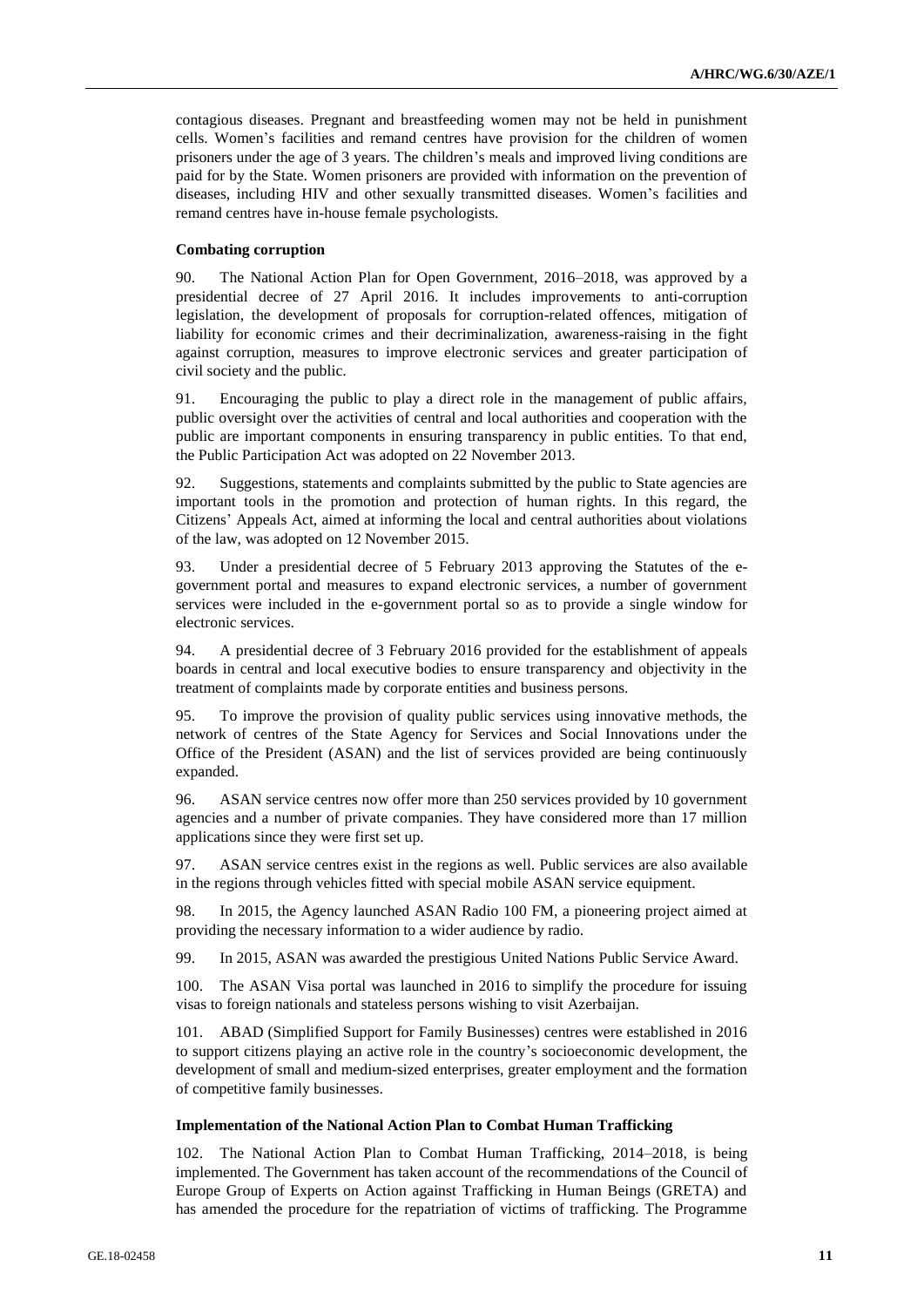contagious diseases. Pregnant and breastfeeding women may not be held in punishment cells. Women's facilities and remand centres have provision for the children of women prisoners under the age of 3 years. The children's meals and improved living conditions are paid for by the State. Women prisoners are provided with information on the prevention of diseases, including HIV and other sexually transmitted diseases. Women's facilities and remand centres have in-house female psychologists.

### Combating corruption

90. The National Action Plan for Open Government, 2016–2018, was approved by a presidential decree of 27 April 2016. It includes improvements to anti-corruption legislation, the development of proposals for corruption-related offences, mitigation of liability for economic crimes and their decriminalization, awareness-raising in the fight against corruption, measures to improve electronic services and greater participation of civil society and the public.

91. Encouraging the public to play a direct role in the management of public affairs, public oversight over the activities of central and local authorities and cooperation with the public are important components in ensuring transparency in public entities. To that end, the Public Participation Act was adopted on 22 November 2013.

92. Suggestions, statements and complaints submitted by the public to State agencies are important tools in the promotion and protection of human rights. In this regard, the Citizens' Appeals Act, aimed at informing the local and central authorities about violations of the law, was adopted on 12 November 2015.

93. Under a presidential decree of 5 February 2013 approving the Statutes of the e-government portal and measures to expand electronic services, a number of government services were included in the e-government portal so as to provide a single window for electronic services.

94. A presidential decree of 3 February 2016 provided for the establishment of appeals boards in central and local executive bodies to ensure transparency and objectivity in the treatment of complaints made by corporate entities and business persons.

95. To improve the provision of quality public services using innovative methods, the network of centres of the State Agency for Services and Social Innovations under the Office of the President (ASAN) and the list of services provided are being continuously expanded.

96. ASAN service centres now offer more than 250 services provided by 10 government agencies and a number of private companies. They have considered more than 17 million applications since they were first set up.

97. ASAN service centres exist in the regions as well. Public services are also available in the regions through vehicles fitted with special mobile ASAN service equipment.

98. In 2015, the Agency launched ASAN Radio 100 FM, a pioneering project aimed at providing the necessary information to a wider audience by radio.

99. In 2015, ASAN was awarded the prestigious United Nations Public Service Award.

100. The ASAN Visa portal was launched in 2016 to simplify the procedure for issuing visas to foreign nationals and stateless persons wishing to visit Azerbaijan.

101. ABAD (Simplified Support for Family Businesses) centres were established in 2016 to support citizens playing an active role in the country's socioeconomic development, the development of small and medium-sized enterprises, greater employment and the formation of competitive family businesses.

### Implementation of the National Action Plan to Combat Human Trafficking

102. The National Action Plan to Combat Human Trafficking, 2014–2018, is being implemented. The Government has taken account of the recommendations of the Council of Europe Group of Experts on Action against Trafficking in Human Beings (GRETA) and has amended the procedure for the repatriation of victims of trafficking. The Programme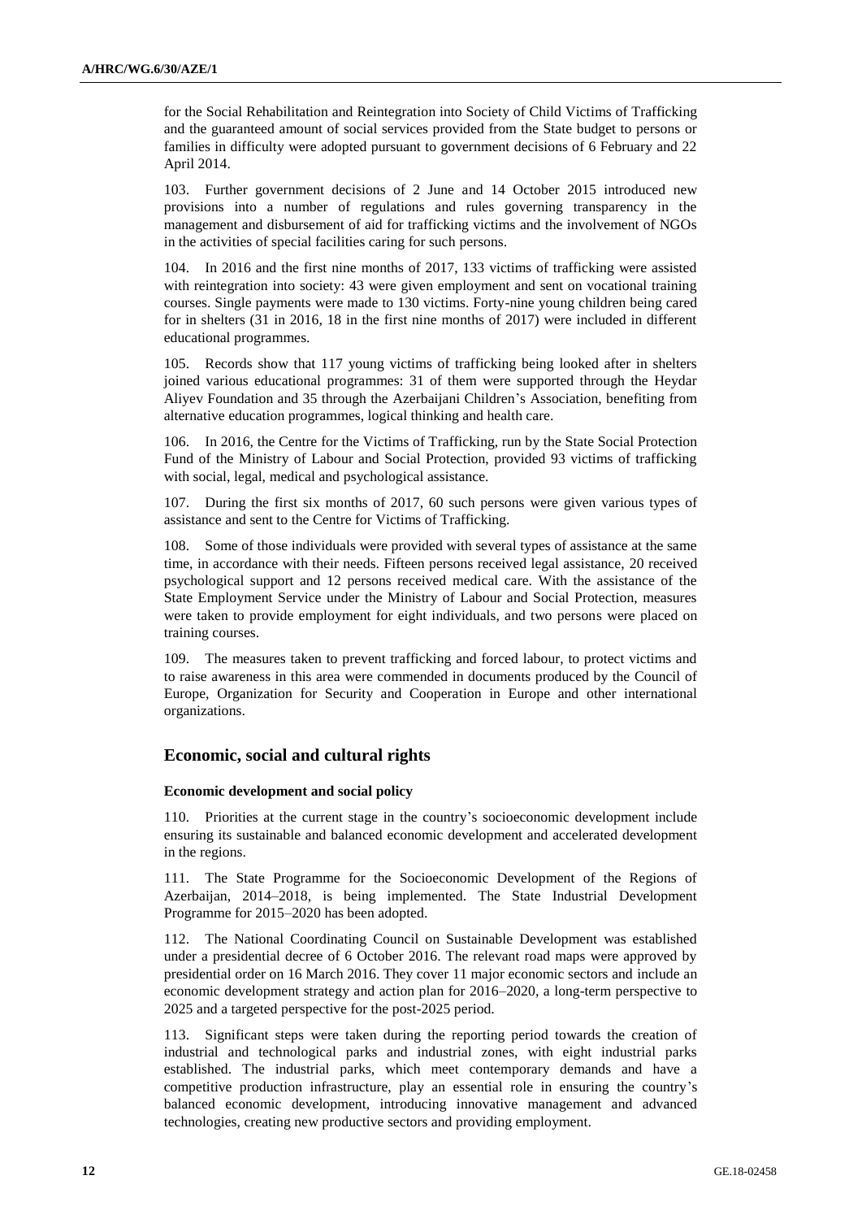for the Social Rehabilitation and Reintegration into Society of Child Victims of Trafficking and the guaranteed amount of social services provided from the State budget to persons or families in difficulty were adopted pursuant to government decisions of 6 February and 22 April 2014.

103. Further government decisions of 2 June and 14 October 2015 introduced new provisions into a number of regulations and rules governing transparency in the management and disbursement of aid for trafficking victims and the involvement of NGOs in the activities of special facilities caring for such persons.

104. In 2016 and the first nine months of 2017, 133 victims of trafficking were assisted with reintegration into society: 43 were given employment and sent on vocational training courses. Single payments were made to 130 victims. Forty-nine young children being cared for in shelters (31 in 2016, 18 in the first nine months of 2017) were included in different educational programmes.

105. Records show that 117 young victims of trafficking being looked after in shelters joined various educational programmes: 31 of them were supported through the Heydar Aliyev Foundation and 35 through the Azerbaijani Children's Association, benefiting from alternative education programmes, logical thinking and health care.

106. In 2016, the Centre for the Victims of Trafficking, run by the State Social Protection Fund of the Ministry of Labour and Social Protection, provided 93 victims of trafficking with social, legal, medical and psychological assistance.

107. During the first six months of 2017, 60 such persons were given various types of assistance and sent to the Centre for Victims of Trafficking.

108. Some of those individuals were provided with several types of assistance at the same time, in accordance with their needs. Fifteen persons received legal assistance, 20 received psychological support and 12 persons received medical care. With the assistance of the State Employment Service under the Ministry of Labour and Social Protection, measures were taken to provide employment for eight individuals, and two persons were placed on training courses.

109. The measures taken to prevent trafficking and forced labour, to protect victims and to raise awareness in this area were commended in documents produced by the Council of Europe, Organization for Security and Cooperation in Europe and other international organizations.

## Economic, social and cultural rights

### Economic development and social policy

110. Priorities at the current stage in the country's socioeconomic development include ensuring its sustainable and balanced economic development and accelerated development in the regions.

111. The State Programme for the Socioeconomic Development of the Regions of Azerbaijan, 2014–2018, is being implemented. The State Industrial Development Programme for 2015–2020 has been adopted.

112. The National Coordinating Council on Sustainable Development was established under a presidential decree of 6 October 2016. The relevant road maps were approved by presidential order on 16 March 2016. They cover 11 major economic sectors and include an economic development strategy and action plan for 2016–2020, a long-term perspective to 2025 and a targeted perspective for the post-2025 period.

113. Significant steps were taken during the reporting period towards the creation of industrial and technological parks and industrial zones, with eight industrial parks established. The industrial parks, which meet contemporary demands and have a competitive production infrastructure, play an essential role in ensuring the country's balanced economic development, introducing innovative management and advanced technologies, creating new productive sectors and providing employment.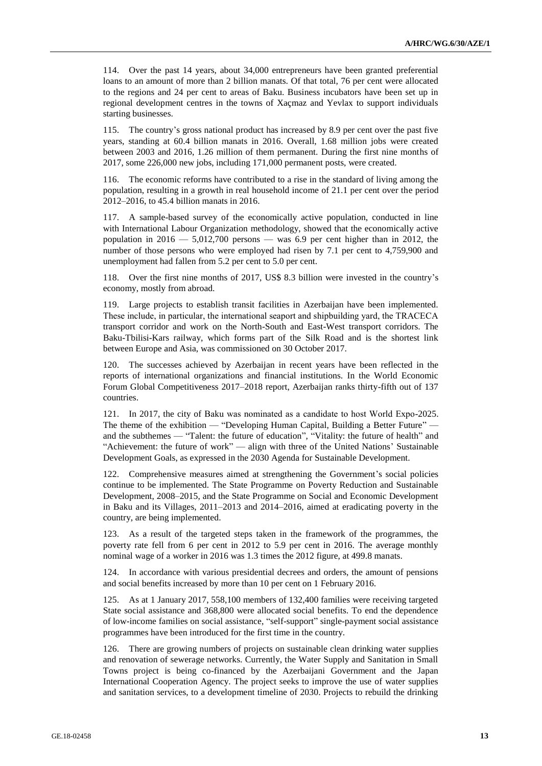114. Over the past 14 years, about 34,000 entrepreneurs have been granted preferential loans to an amount of more than 2 billion manats. Of that total, 76 per cent were allocated to the regions and 24 per cent to areas of Baku. Business incubators have been set up in regional development centres in the towns of Xaçmaz and Yevlax to support individuals starting businesses.

115. The country's gross national product has increased by 8.9 per cent over the past five years, standing at 60.4 billion manats in 2016. Overall, 1.68 million jobs were created between 2003 and 2016, 1.26 million of them permanent. During the first nine months of 2017, some 226,000 new jobs, including 171,000 permanent posts, were created.

116. The economic reforms have contributed to a rise in the standard of living among the population, resulting in a growth in real household income of 21.1 per cent over the period 2012–2016, to 45.4 billion manats in 2016.

117. A sample-based survey of the economically active population, conducted in line with International Labour Organization methodology, showed that the economically active population in 2016 — 5,012,700 persons — was 6.9 per cent higher than in 2012, the number of those persons who were employed had risen by 7.1 per cent to 4,759,900 and unemployment had fallen from 5.2 per cent to 5.0 per cent.

118. Over the first nine months of 2017, US$ 8.3 billion were invested in the country's economy, mostly from abroad.

119. Large projects to establish transit facilities in Azerbaijan have been implemented. These include, in particular, the international seaport and shipbuilding yard, the TRACECA transport corridor and work on the North-South and East-West transport corridors. The Baku-Tbilisi-Kars railway, which forms part of the Silk Road and is the shortest link between Europe and Asia, was commissioned on 30 October 2017.

120. The successes achieved by Azerbaijan in recent years have been reflected in the reports of international organizations and financial institutions. In the World Economic Forum Global Competitiveness 2017–2018 report, Azerbaijan ranks thirty-fifth out of 137 countries.

121. In 2017, the city of Baku was nominated as a candidate to host World Expo-2025. The theme of the exhibition — "Developing Human Capital, Building a Better Future" — and the subthemes — "Talent: the future of education", "Vitality: the future of health" and "Achievement: the future of work" — align with three of the United Nations' Sustainable Development Goals, as expressed in the 2030 Agenda for Sustainable Development.

122. Comprehensive measures aimed at strengthening the Government's social policies continue to be implemented. The State Programme on Poverty Reduction and Sustainable Development, 2008–2015, and the State Programme on Social and Economic Development in Baku and its Villages, 2011–2013 and 2014–2016, aimed at eradicating poverty in the country, are being implemented.

123. As a result of the targeted steps taken in the framework of the programmes, the poverty rate fell from 6 per cent in 2012 to 5.9 per cent in 2016. The average monthly nominal wage of a worker in 2016 was 1.3 times the 2012 figure, at 499.8 manats.

124. In accordance with various presidential decrees and orders, the amount of pensions and social benefits increased by more than 10 per cent on 1 February 2016.

125. As at 1 January 2017, 558,100 members of 132,400 families were receiving targeted State social assistance and 368,800 were allocated social benefits. To end the dependence of low-income families on social assistance, "self-support" single-payment social assistance programmes have been introduced for the first time in the country.

126. There are growing numbers of projects on sustainable clean drinking water supplies and renovation of sewerage networks. Currently, the Water Supply and Sanitation in Small Towns project is being co-financed by the Azerbaijani Government and the Japan International Cooperation Agency. The project seeks to improve the use of water supplies and sanitation services, to a development timeline of 2030. Projects to rebuild the drinking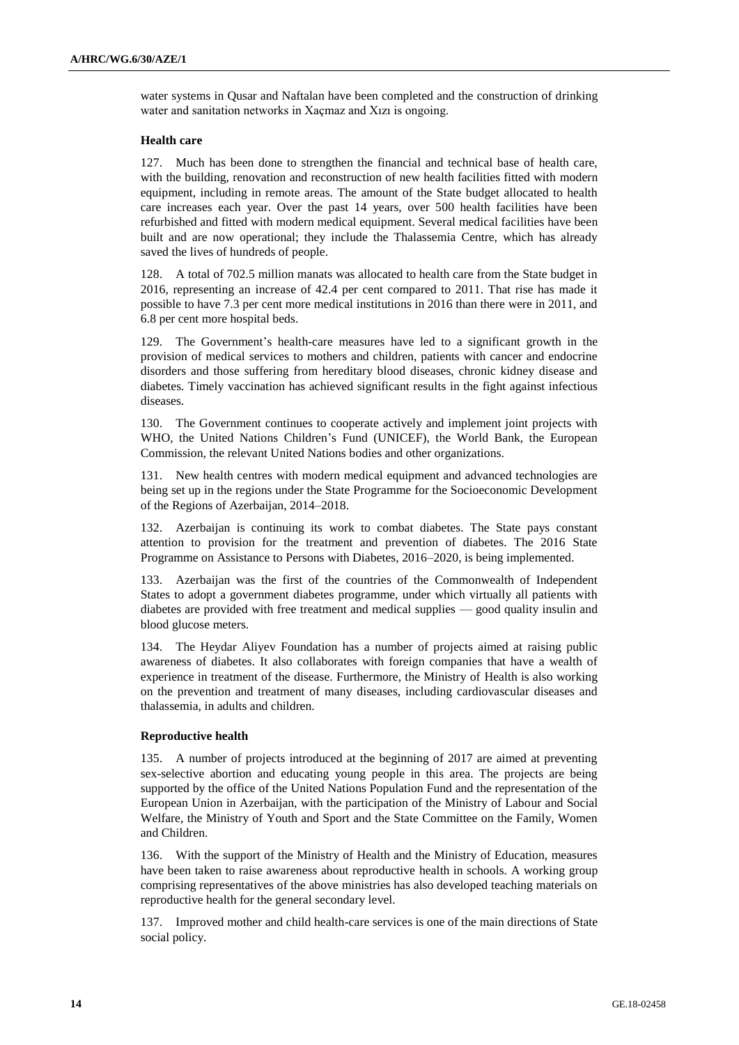water systems in Qusar and Naftalan have been completed and the construction of drinking water and sanitation networks in Xaçmaz and Xızı is ongoing.

### Health care

127. Much has been done to strengthen the financial and technical base of health care, with the building, renovation and reconstruction of new health facilities fitted with modern equipment, including in remote areas. The amount of the State budget allocated to health care increases each year. Over the past 14 years, over 500 health facilities have been refurbished and fitted with modern medical equipment. Several medical facilities have been built and are now operational; they include the Thalassemia Centre, which has already saved the lives of hundreds of people.

128. A total of 702.5 million manats was allocated to health care from the State budget in 2016, representing an increase of 42.4 per cent compared to 2011. That rise has made it possible to have 7.3 per cent more medical institutions in 2016 than there were in 2011, and 6.8 per cent more hospital beds.

129. The Government's health-care measures have led to a significant growth in the provision of medical services to mothers and children, patients with cancer and endocrine disorders and those suffering from hereditary blood diseases, chronic kidney disease and diabetes. Timely vaccination has achieved significant results in the fight against infectious diseases.

130. The Government continues to cooperate actively and implement joint projects with WHO, the United Nations Children's Fund (UNICEF), the World Bank, the European Commission, the relevant United Nations bodies and other organizations.

131. New health centres with modern medical equipment and advanced technologies are being set up in the regions under the State Programme for the Socioeconomic Development of the Regions of Azerbaijan, 2014–2018.

132. Azerbaijan is continuing its work to combat diabetes. The State pays constant attention to provision for the treatment and prevention of diabetes. The 2016 State Programme on Assistance to Persons with Diabetes, 2016–2020, is being implemented.

133. Azerbaijan was the first of the countries of the Commonwealth of Independent States to adopt a government diabetes programme, under which virtually all patients with diabetes are provided with free treatment and medical supplies — good quality insulin and blood glucose meters.

134. The Heydar Aliyev Foundation has a number of projects aimed at raising public awareness of diabetes. It also collaborates with foreign companies that have a wealth of experience in treatment of the disease. Furthermore, the Ministry of Health is also working on the prevention and treatment of many diseases, including cardiovascular diseases and thalassemia, in adults and children.

### Reproductive health

135. A number of projects introduced at the beginning of 2017 are aimed at preventing sex-selective abortion and educating young people in this area. The projects are being supported by the office of the United Nations Population Fund and the representation of the European Union in Azerbaijan, with the participation of the Ministry of Labour and Social Welfare, the Ministry of Youth and Sport and the State Committee on the Family, Women and Children.

136. With the support of the Ministry of Health and the Ministry of Education, measures have been taken to raise awareness about reproductive health in schools. A working group comprising representatives of the above ministries has also developed teaching materials on reproductive health for the general secondary level.

137. Improved mother and child health-care services is one of the main directions of State social policy.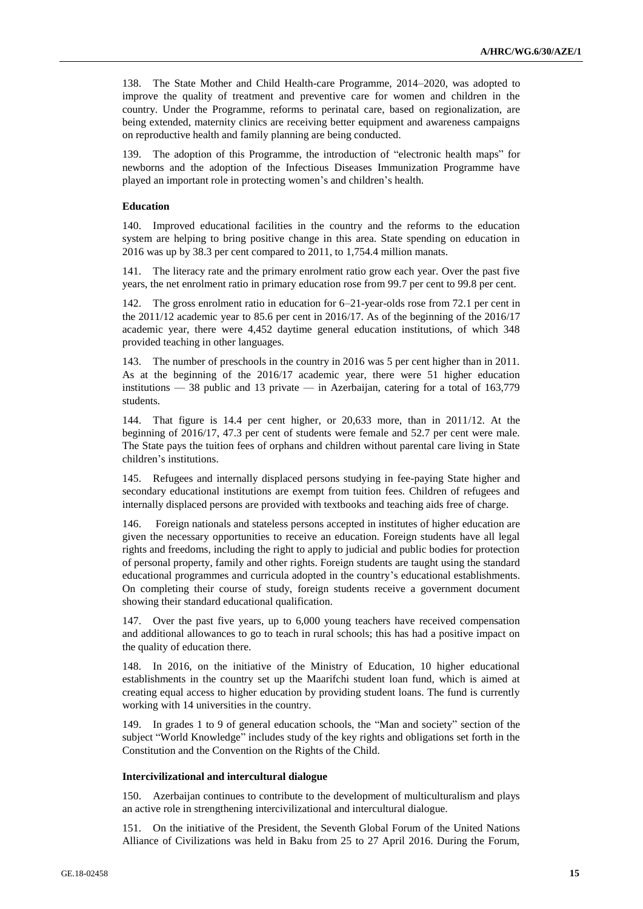138. The State Mother and Child Health-care Programme, 2014–2020, was adopted to improve the quality of treatment and preventive care for women and children in the country. Under the Programme, reforms to perinatal care, based on regionalization, are being extended, maternity clinics are receiving better equipment and awareness campaigns on reproductive health and family planning are being conducted.

139. The adoption of this Programme, the introduction of "electronic health maps" for newborns and the adoption of the Infectious Diseases Immunization Programme have played an important role in protecting women's and children's health.

**Education**

140. Improved educational facilities in the country and the reforms to the education system are helping to bring positive change in this area. State spending on education in 2016 was up by 38.3 per cent compared to 2011, to 1,754.4 million manats.

141. The literacy rate and the primary enrolment ratio grow each year. Over the past five years, the net enrolment ratio in primary education rose from 99.7 per cent to 99.8 per cent.

142. The gross enrolment ratio in education for 6–21-year-olds rose from 72.1 per cent in the 2011/12 academic year to 85.6 per cent in 2016/17. As of the beginning of the 2016/17 academic year, there were 4,452 daytime general education institutions, of which 348 provided teaching in other languages.

143. The number of preschools in the country in 2016 was 5 per cent higher than in 2011. As at the beginning of the 2016/17 academic year, there were 51 higher education institutions — 38 public and 13 private — in Azerbaijan, catering for a total of 163,779 students.

144. That figure is 14.4 per cent higher, or 20,633 more, than in 2011/12. At the beginning of 2016/17, 47.3 per cent of students were female and 52.7 per cent were male. The State pays the tuition fees of orphans and children without parental care living in State children's institutions.

145. Refugees and internally displaced persons studying in fee-paying State higher and secondary educational institutions are exempt from tuition fees. Children of refugees and internally displaced persons are provided with textbooks and teaching aids free of charge.

146. Foreign nationals and stateless persons accepted in institutes of higher education are given the necessary opportunities to receive an education. Foreign students have all legal rights and freedoms, including the right to apply to judicial and public bodies for protection of personal property, family and other rights. Foreign students are taught using the standard educational programmes and curricula adopted in the country's educational establishments. On completing their course of study, foreign students receive a government document showing their standard educational qualification.

147. Over the past five years, up to 6,000 young teachers have received compensation and additional allowances to go to teach in rural schools; this has had a positive impact on the quality of education there.

148. In 2016, on the initiative of the Ministry of Education, 10 higher educational establishments in the country set up the Maarifchi student loan fund, which is aimed at creating equal access to higher education by providing student loans. The fund is currently working with 14 universities in the country.

149. In grades 1 to 9 of general education schools, the "Man and society" section of the subject "World Knowledge" includes study of the key rights and obligations set forth in the Constitution and the Convention on the Rights of the Child.

**Intercivilizational and intercultural dialogue**

150. Azerbaijan continues to contribute to the development of multiculturalism and plays an active role in strengthening intercivilizational and intercultural dialogue.

151. On the initiative of the President, the Seventh Global Forum of the United Nations Alliance of Civilizations was held in Baku from 25 to 27 April 2016. During the Forum,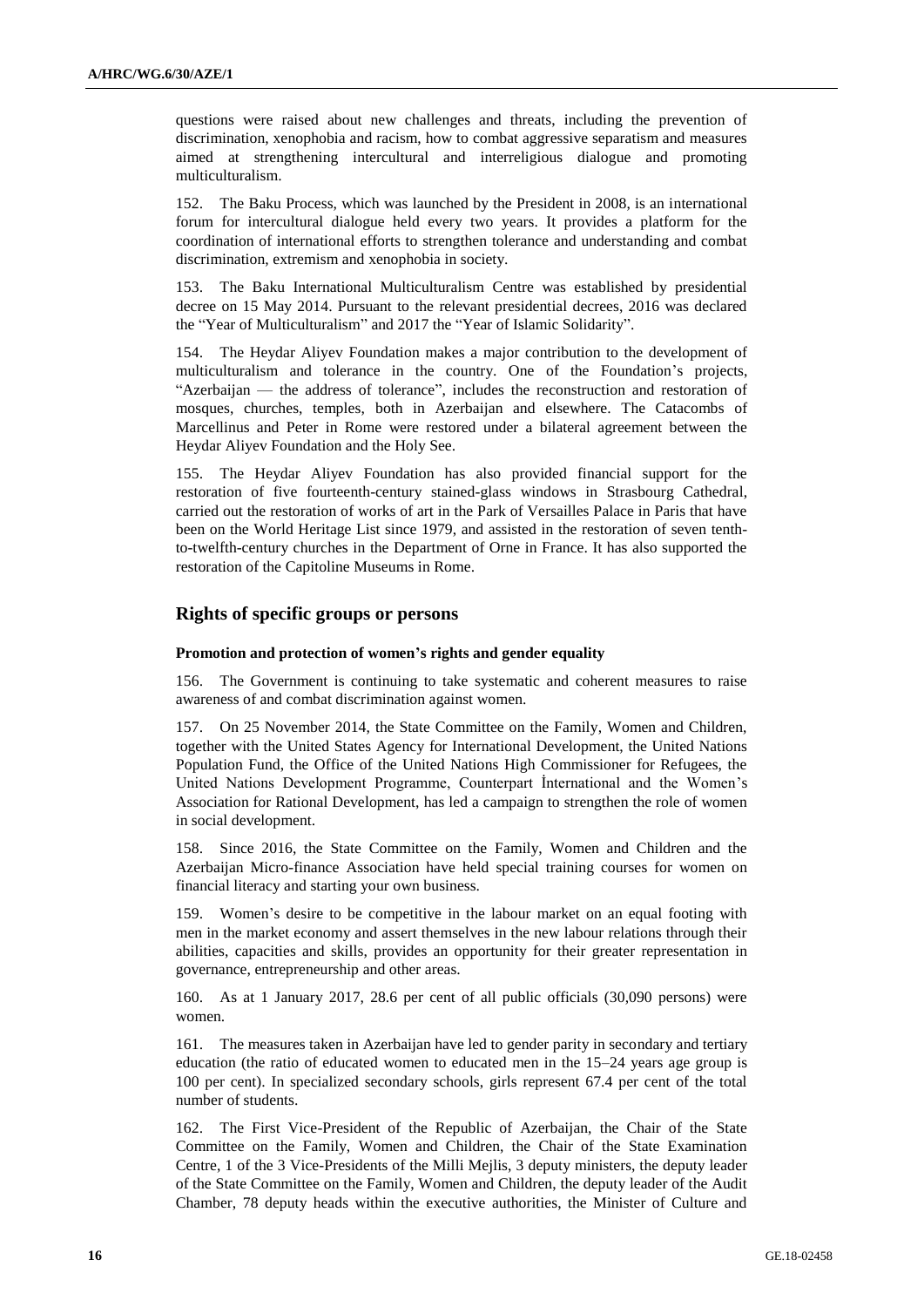questions were raised about new challenges and threats, including the prevention of discrimination, xenophobia and racism, how to combat aggressive separatism and measures aimed at strengthening intercultural and interreligious dialogue and promoting multiculturalism.

152. The Baku Process, which was launched by the President in 2008, is an international forum for intercultural dialogue held every two years. It provides a platform for the coordination of international efforts to strengthen tolerance and understanding and combat discrimination, extremism and xenophobia in society.

153. The Baku International Multiculturalism Centre was established by presidential decree on 15 May 2014. Pursuant to the relevant presidential decrees, 2016 was declared the "Year of Multiculturalism" and 2017 the "Year of Islamic Solidarity".

154. The Heydar Aliyev Foundation makes a major contribution to the development of multiculturalism and tolerance in the country. One of the Foundation's projects, "Azerbaijan — the address of tolerance", includes the reconstruction and restoration of mosques, churches, temples, both in Azerbaijan and elsewhere. The Catacombs of Marcellinus and Peter in Rome were restored under a bilateral agreement between the Heydar Aliyev Foundation and the Holy See.

155. The Heydar Aliyev Foundation has also provided financial support for the restoration of five fourteenth-century stained-glass windows in Strasbourg Cathedral, carried out the restoration of works of art in the Park of Versailles Palace in Paris that have been on the World Heritage List since 1979, and assisted in the restoration of seven tenth-to-twelfth-century churches in the Department of Orne in France. It has also supported the restoration of the Capitoline Museums in Rome.

## Rights of specific groups or persons

### Promotion and protection of women's rights and gender equality

156. The Government is continuing to take systematic and coherent measures to raise awareness of and combat discrimination against women.

157. On 25 November 2014, the State Committee on the Family, Women and Children, together with the United States Agency for International Development, the United Nations Population Fund, the Office of the United Nations High Commissioner for Refugees, the United Nations Development Programme, Counterpart İnternational and the Women's Association for Rational Development, has led a campaign to strengthen the role of women in social development.

158. Since 2016, the State Committee on the Family, Women and Children and the Azerbaijan Micro-finance Association have held special training courses for women on financial literacy and starting your own business.

159. Women's desire to be competitive in the labour market on an equal footing with men in the market economy and assert themselves in the new labour relations through their abilities, capacities and skills, provides an opportunity for their greater representation in governance, entrepreneurship and other areas.

160. As at 1 January 2017, 28.6 per cent of all public officials (30,090 persons) were women.

161. The measures taken in Azerbaijan have led to gender parity in secondary and tertiary education (the ratio of educated women to educated men in the 15–24 years age group is 100 per cent). In specialized secondary schools, girls represent 67.4 per cent of the total number of students.

162. The First Vice-President of the Republic of Azerbaijan, the Chair of the State Committee on the Family, Women and Children, the Chair of the State Examination Centre, 1 of the 3 Vice-Presidents of the Milli Mejlis, 3 deputy ministers, the deputy leader of the State Committee on the Family, Women and Children, the deputy leader of the Audit Chamber, 78 deputy heads within the executive authorities, the Minister of Culture and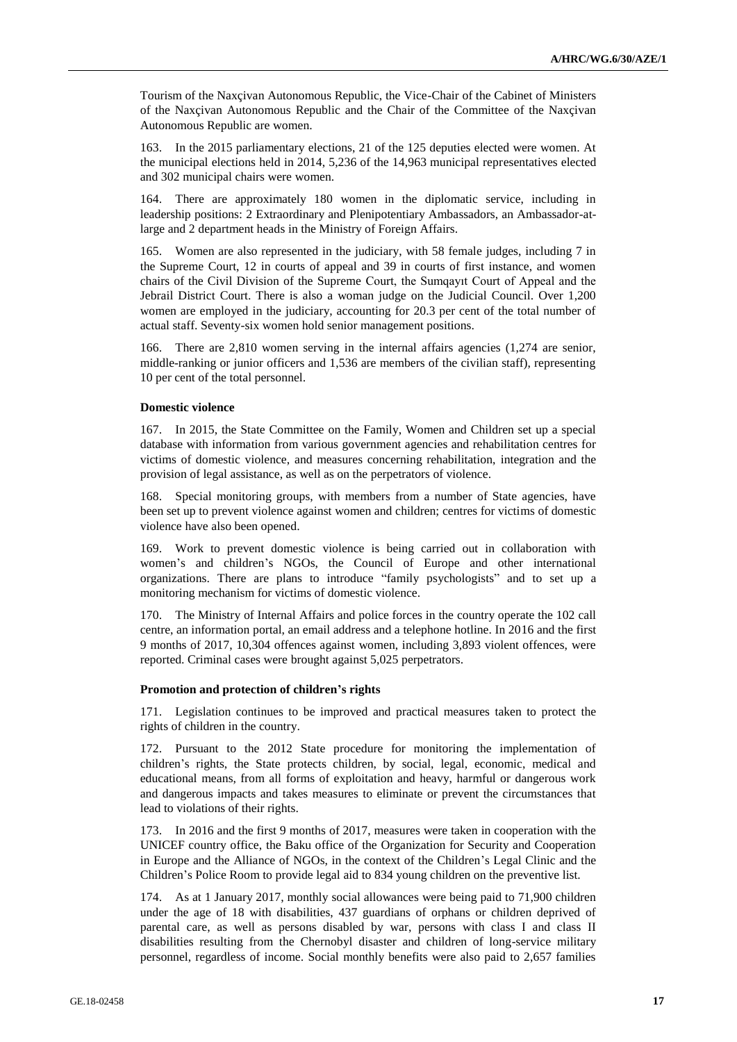Tourism of the Naxçivan Autonomous Republic, the Vice-Chair of the Cabinet of Ministers of the Naxçivan Autonomous Republic and the Chair of the Committee of the Naxçivan Autonomous Republic are women.

163. In the 2015 parliamentary elections, 21 of the 125 deputies elected were women. At the municipal elections held in 2014, 5,236 of the 14,963 municipal representatives elected and 302 municipal chairs were women.

164. There are approximately 180 women in the diplomatic service, including in leadership positions: 2 Extraordinary and Plenipotentiary Ambassadors, an Ambassador-at-large and 2 department heads in the Ministry of Foreign Affairs.

165. Women are also represented in the judiciary, with 58 female judges, including 7 in the Supreme Court, 12 in courts of appeal and 39 in courts of first instance, and women chairs of the Civil Division of the Supreme Court, the Sumqayıt Court of Appeal and the Jebrail District Court. There is also a woman judge on the Judicial Council. Over 1,200 women are employed in the judiciary, accounting for 20.3 per cent of the total number of actual staff. Seventy-six women hold senior management positions.

166. There are 2,810 women serving in the internal affairs agencies (1,274 are senior, middle-ranking or junior officers and 1,536 are members of the civilian staff), representing 10 per cent of the total personnel.

### Domestic violence

167. In 2015, the State Committee on the Family, Women and Children set up a special database with information from various government agencies and rehabilitation centres for victims of domestic violence, and measures concerning rehabilitation, integration and the provision of legal assistance, as well as on the perpetrators of violence.

168. Special monitoring groups, with members from a number of State agencies, have been set up to prevent violence against women and children; centres for victims of domestic violence have also been opened.

169. Work to prevent domestic violence is being carried out in collaboration with women's and children's NGOs, the Council of Europe and other international organizations. There are plans to introduce "family psychologists" and to set up a monitoring mechanism for victims of domestic violence.

170. The Ministry of Internal Affairs and police forces in the country operate the 102 call centre, an information portal, an email address and a telephone hotline. In 2016 and the first 9 months of 2017, 10,304 offences against women, including 3,893 violent offences, were reported. Criminal cases were brought against 5,025 perpetrators.

### Promotion and protection of children's rights

171. Legislation continues to be improved and practical measures taken to protect the rights of children in the country.

172. Pursuant to the 2012 State procedure for monitoring the implementation of children's rights, the State protects children, by social, legal, economic, medical and educational means, from all forms of exploitation and heavy, harmful or dangerous work and dangerous impacts and takes measures to eliminate or prevent the circumstances that lead to violations of their rights.

173. In 2016 and the first 9 months of 2017, measures were taken in cooperation with the UNICEF country office, the Baku office of the Organization for Security and Cooperation in Europe and the Alliance of NGOs, in the context of the Children's Legal Clinic and the Children's Police Room to provide legal aid to 834 young children on the preventive list.

174. As at 1 January 2017, monthly social allowances were being paid to 71,900 children under the age of 18 with disabilities, 437 guardians of orphans or children deprived of parental care, as well as persons disabled by war, persons with class I and class II disabilities resulting from the Chernobyl disaster and children of long-service military personnel, regardless of income. Social monthly benefits were also paid to 2,657 families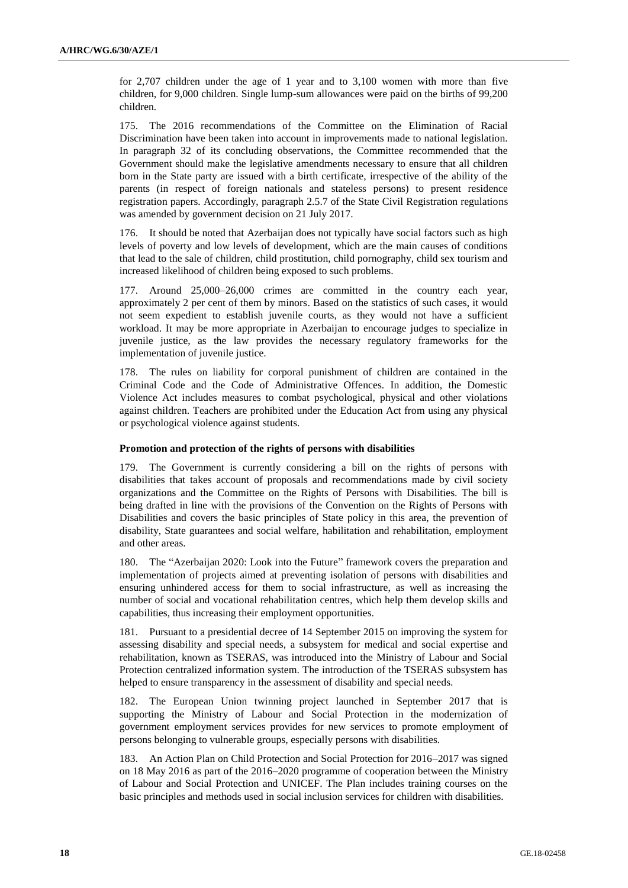for 2,707 children under the age of 1 year and to 3,100 women with more than five children, for 9,000 children. Single lump-sum allowances were paid on the births of 99,200 children.

175. The 2016 recommendations of the Committee on the Elimination of Racial Discrimination have been taken into account in improvements made to national legislation. In paragraph 32 of its concluding observations, the Committee recommended that the Government should make the legislative amendments necessary to ensure that all children born in the State party are issued with a birth certificate, irrespective of the ability of the parents (in respect of foreign nationals and stateless persons) to present residence registration papers. Accordingly, paragraph 2.5.7 of the State Civil Registration regulations was amended by government decision on 21 July 2017.

176. It should be noted that Azerbaijan does not typically have social factors such as high levels of poverty and low levels of development, which are the main causes of conditions that lead to the sale of children, child prostitution, child pornography, child sex tourism and increased likelihood of children being exposed to such problems.

177. Around 25,000–26,000 crimes are committed in the country each year, approximately 2 per cent of them by minors. Based on the statistics of such cases, it would not seem expedient to establish juvenile courts, as they would not have a sufficient workload. It may be more appropriate in Azerbaijan to encourage judges to specialize in juvenile justice, as the law provides the necessary regulatory frameworks for the implementation of juvenile justice.

178. The rules on liability for corporal punishment of children are contained in the Criminal Code and the Code of Administrative Offences. In addition, the Domestic Violence Act includes measures to combat psychological, physical and other violations against children. Teachers are prohibited under the Education Act from using any physical or psychological violence against students.

### Promotion and protection of the rights of persons with disabilities

179. The Government is currently considering a bill on the rights of persons with disabilities that takes account of proposals and recommendations made by civil society organizations and the Committee on the Rights of Persons with Disabilities. The bill is being drafted in line with the provisions of the Convention on the Rights of Persons with Disabilities and covers the basic principles of State policy in this area, the prevention of disability, State guarantees and social welfare, habilitation and rehabilitation, employment and other areas.

180. The "Azerbaijan 2020: Look into the Future" framework covers the preparation and implementation of projects aimed at preventing isolation of persons with disabilities and ensuring unhindered access for them to social infrastructure, as well as increasing the number of social and vocational rehabilitation centres, which help them develop skills and capabilities, thus increasing their employment opportunities.

181. Pursuant to a presidential decree of 14 September 2015 on improving the system for assessing disability and special needs, a subsystem for medical and social expertise and rehabilitation, known as TSERAS, was introduced into the Ministry of Labour and Social Protection centralized information system. The introduction of the TSERAS subsystem has helped to ensure transparency in the assessment of disability and special needs.

182. The European Union twinning project launched in September 2017 that is supporting the Ministry of Labour and Social Protection in the modernization of government employment services provides for new services to promote employment of persons belonging to vulnerable groups, especially persons with disabilities.

183. An Action Plan on Child Protection and Social Protection for 2016–2017 was signed on 18 May 2016 as part of the 2016–2020 programme of cooperation between the Ministry of Labour and Social Protection and UNICEF. The Plan includes training courses on the basic principles and methods used in social inclusion services for children with disabilities.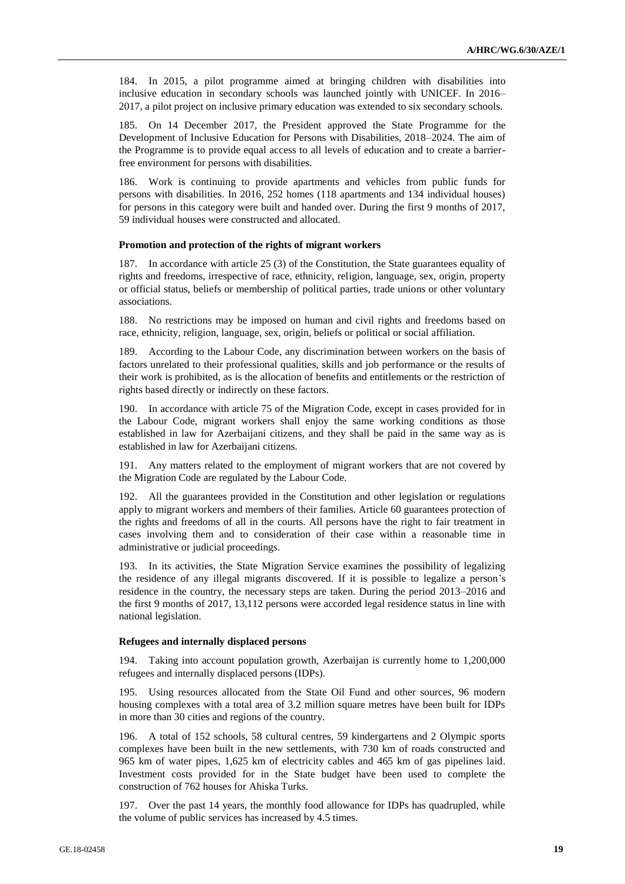184. In 2015, a pilot programme aimed at bringing children with disabilities into inclusive education in secondary schools was launched jointly with UNICEF. In 2016–2017, a pilot project on inclusive primary education was extended to six secondary schools.

185. On 14 December 2017, the President approved the State Programme for the Development of Inclusive Education for Persons with Disabilities, 2018–2024. The aim of the Programme is to provide equal access to all levels of education and to create a barrier-free environment for persons with disabilities.

186. Work is continuing to provide apartments and vehicles from public funds for persons with disabilities. In 2016, 252 homes (118 apartments and 134 individual houses) for persons in this category were built and handed over. During the first 9 months of 2017, 59 individual houses were constructed and allocated.

**Promotion and protection of the rights of migrant workers**

187. In accordance with article 25 (3) of the Constitution, the State guarantees equality of rights and freedoms, irrespective of race, ethnicity, religion, language, sex, origin, property or official status, beliefs or membership of political parties, trade unions or other voluntary associations.

188. No restrictions may be imposed on human and civil rights and freedoms based on race, ethnicity, religion, language, sex, origin, beliefs or political or social affiliation.

189. According to the Labour Code, any discrimination between workers on the basis of factors unrelated to their professional qualities, skills and job performance or the results of their work is prohibited, as is the allocation of benefits and entitlements or the restriction of rights based directly or indirectly on these factors.

190. In accordance with article 75 of the Migration Code, except in cases provided for in the Labour Code, migrant workers shall enjoy the same working conditions as those established in law for Azerbaijani citizens, and they shall be paid in the same way as is established in law for Azerbaijani citizens.

191. Any matters related to the employment of migrant workers that are not covered by the Migration Code are regulated by the Labour Code.

192. All the guarantees provided in the Constitution and other legislation or regulations apply to migrant workers and members of their families. Article 60 guarantees protection of the rights and freedoms of all in the courts. All persons have the right to fair treatment in cases involving them and to consideration of their case within a reasonable time in administrative or judicial proceedings.

193. In its activities, the State Migration Service examines the possibility of legalizing the residence of any illegal migrants discovered. If it is possible to legalize a person's residence in the country, the necessary steps are taken. During the period 2013–2016 and the first 9 months of 2017, 13,112 persons were accorded legal residence status in line with national legislation.

**Refugees and internally displaced persons**

194. Taking into account population growth, Azerbaijan is currently home to 1,200,000 refugees and internally displaced persons (IDPs).

195. Using resources allocated from the State Oil Fund and other sources, 96 modern housing complexes with a total area of 3.2 million square metres have been built for IDPs in more than 30 cities and regions of the country.

196. A total of 152 schools, 58 cultural centres, 59 kindergartens and 2 Olympic sports complexes have been built in the new settlements, with 730 km of roads constructed and 965 km of water pipes, 1,625 km of electricity cables and 465 km of gas pipelines laid. Investment costs provided for in the State budget have been used to complete the construction of 762 houses for Ahiska Turks.

197. Over the past 14 years, the monthly food allowance for IDPs has quadrupled, while the volume of public services has increased by 4.5 times.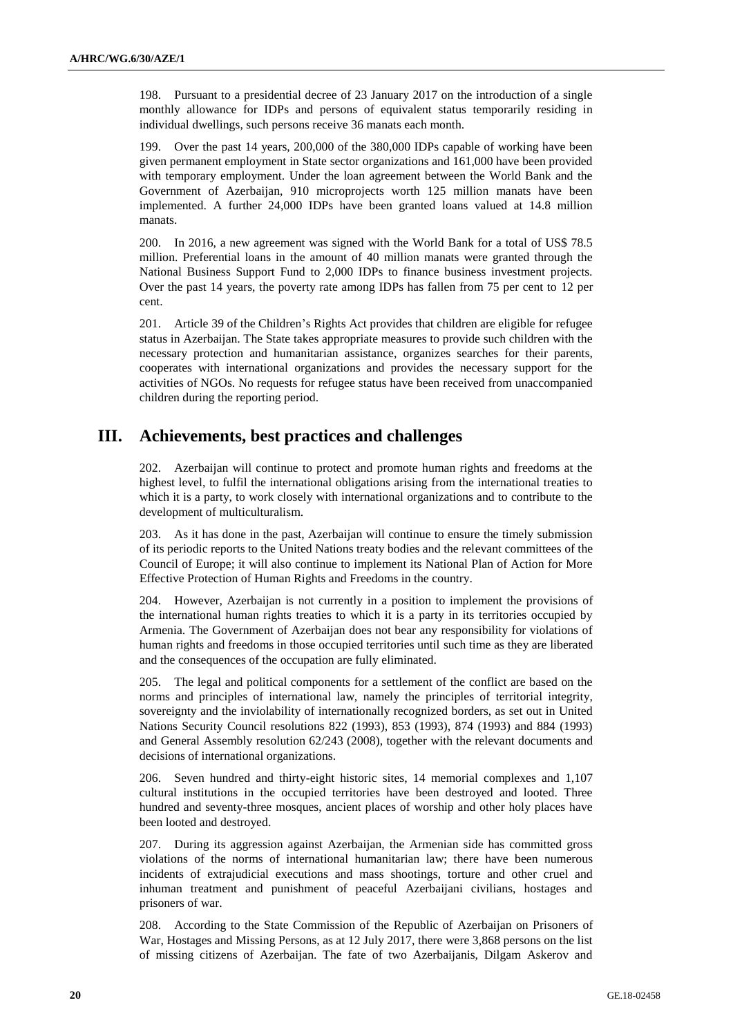198. Pursuant to a presidential decree of 23 January 2017 on the introduction of a single monthly allowance for IDPs and persons of equivalent status temporarily residing in individual dwellings, such persons receive 36 manats each month.

199. Over the past 14 years, 200,000 of the 380,000 IDPs capable of working have been given permanent employment in State sector organizations and 161,000 have been provided with temporary employment. Under the loan agreement between the World Bank and the Government of Azerbaijan, 910 microprojects worth 125 million manats have been implemented. A further 24,000 IDPs have been granted loans valued at 14.8 million manats.

200. In 2016, a new agreement was signed with the World Bank for a total of US$ 78.5 million. Preferential loans in the amount of 40 million manats were granted through the National Business Support Fund to 2,000 IDPs to finance business investment projects. Over the past 14 years, the poverty rate among IDPs has fallen from 75 per cent to 12 per cent.

201. Article 39 of the Children's Rights Act provides that children are eligible for refugee status in Azerbaijan. The State takes appropriate measures to provide such children with the necessary protection and humanitarian assistance, organizes searches for their parents, cooperates with international organizations and provides the necessary support for the activities of NGOs. No requests for refugee status have been received from unaccompanied children during the reporting period.

## III. Achievements, best practices and challenges

202. Azerbaijan will continue to protect and promote human rights and freedoms at the highest level, to fulfil the international obligations arising from the international treaties to which it is a party, to work closely with international organizations and to contribute to the development of multiculturalism.

203. As it has done in the past, Azerbaijan will continue to ensure the timely submission of its periodic reports to the United Nations treaty bodies and the relevant committees of the Council of Europe; it will also continue to implement its National Plan of Action for More Effective Protection of Human Rights and Freedoms in the country.

204. However, Azerbaijan is not currently in a position to implement the provisions of the international human rights treaties to which it is a party in its territories occupied by Armenia. The Government of Azerbaijan does not bear any responsibility for violations of human rights and freedoms in those occupied territories until such time as they are liberated and the consequences of the occupation are fully eliminated.

205. The legal and political components for a settlement of the conflict are based on the norms and principles of international law, namely the principles of territorial integrity, sovereignty and the inviolability of internationally recognized borders, as set out in United Nations Security Council resolutions 822 (1993), 853 (1993), 874 (1993) and 884 (1993) and General Assembly resolution 62/243 (2008), together with the relevant documents and decisions of international organizations.

206. Seven hundred and thirty-eight historic sites, 14 memorial complexes and 1,107 cultural institutions in the occupied territories have been destroyed and looted. Three hundred and seventy-three mosques, ancient places of worship and other holy places have been looted and destroyed.

207. During its aggression against Azerbaijan, the Armenian side has committed gross violations of the norms of international humanitarian law; there have been numerous incidents of extrajudicial executions and mass shootings, torture and other cruel and inhuman treatment and punishment of peaceful Azerbaijani civilians, hostages and prisoners of war.

208. According to the State Commission of the Republic of Azerbaijan on Prisoners of War, Hostages and Missing Persons, as at 12 July 2017, there were 3,868 persons on the list of missing citizens of Azerbaijan. The fate of two Azerbaijanis, Dilgam Askerov and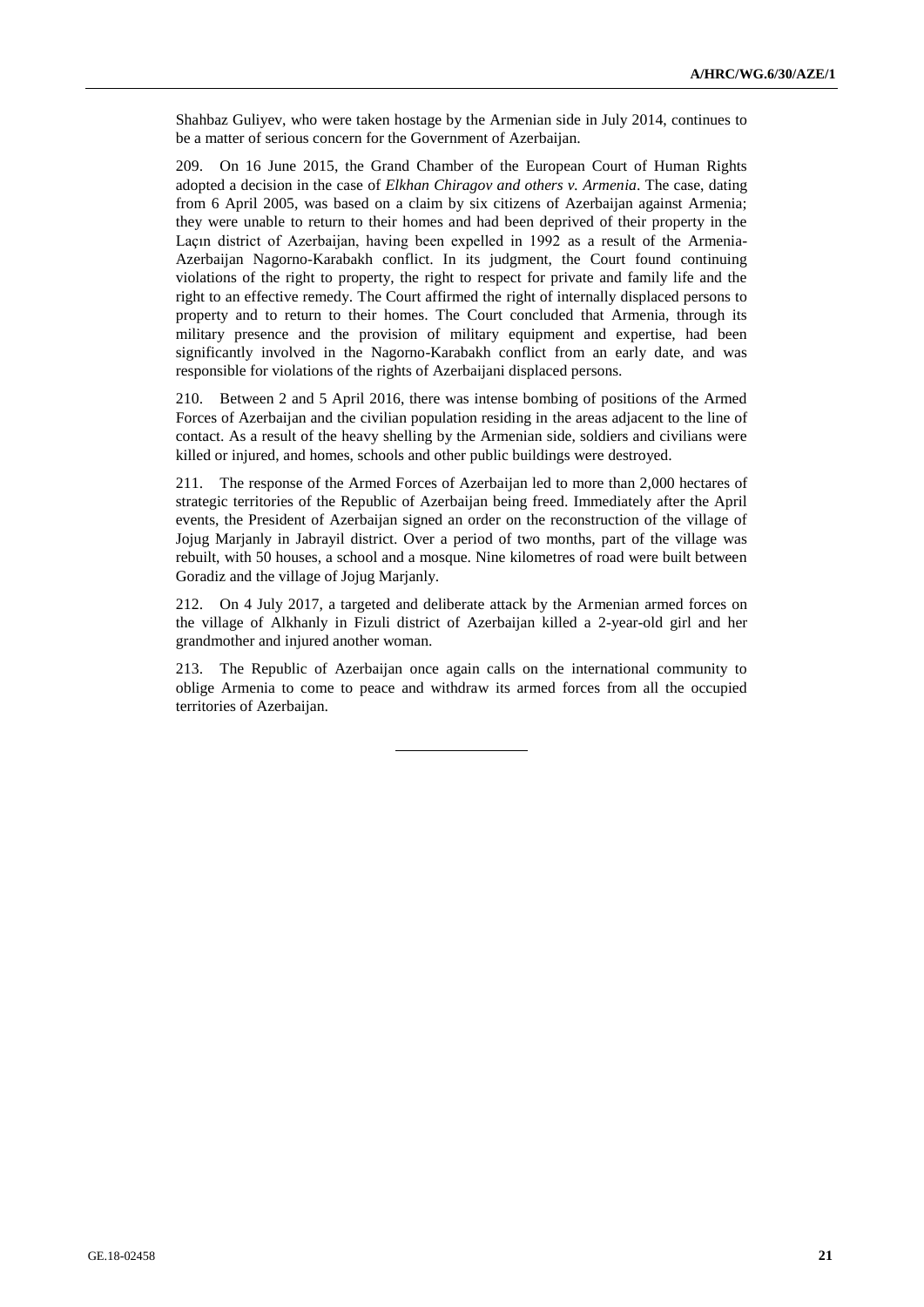Shahbaz Guliyev, who were taken hostage by the Armenian side in July 2014, continues to be a matter of serious concern for the Government of Azerbaijan.

209. On 16 June 2015, the Grand Chamber of the European Court of Human Rights adopted a decision in the case of *Elkhan Chiragov and others v. Armenia*. The case, dating from 6 April 2005, was based on a claim by six citizens of Azerbaijan against Armenia; they were unable to return to their homes and had been deprived of their property in the Laçın district of Azerbaijan, having been expelled in 1992 as a result of the Armenia-Azerbaijan Nagorno-Karabakh conflict. In its judgment, the Court found continuing violations of the right to property, the right to respect for private and family life and the right to an effective remedy. The Court affirmed the right of internally displaced persons to property and to return to their homes. The Court concluded that Armenia, through its military presence and the provision of military equipment and expertise, had been significantly involved in the Nagorno-Karabakh conflict from an early date, and was responsible for violations of the rights of Azerbaijani displaced persons.

210. Between 2 and 5 April 2016, there was intense bombing of positions of the Armed Forces of Azerbaijan and the civilian population residing in the areas adjacent to the line of contact. As a result of the heavy shelling by the Armenian side, soldiers and civilians were killed or injured, and homes, schools and other public buildings were destroyed.

211. The response of the Armed Forces of Azerbaijan led to more than 2,000 hectares of strategic territories of the Republic of Azerbaijan being freed. Immediately after the April events, the President of Azerbaijan signed an order on the reconstruction of the village of Jojug Marjanly in Jabrayil district. Over a period of two months, part of the village was rebuilt, with 50 houses, a school and a mosque. Nine kilometres of road were built between Goradiz and the village of Jojug Marjanly.

212. On 4 July 2017, a targeted and deliberate attack by the Armenian armed forces on the village of Alkhanly in Fizuli district of Azerbaijan killed a 2-year-old girl and her grandmother and injured another woman.

213. The Republic of Azerbaijan once again calls on the international community to oblige Armenia to come to peace and withdraw its armed forces from all the occupied territories of Azerbaijan.